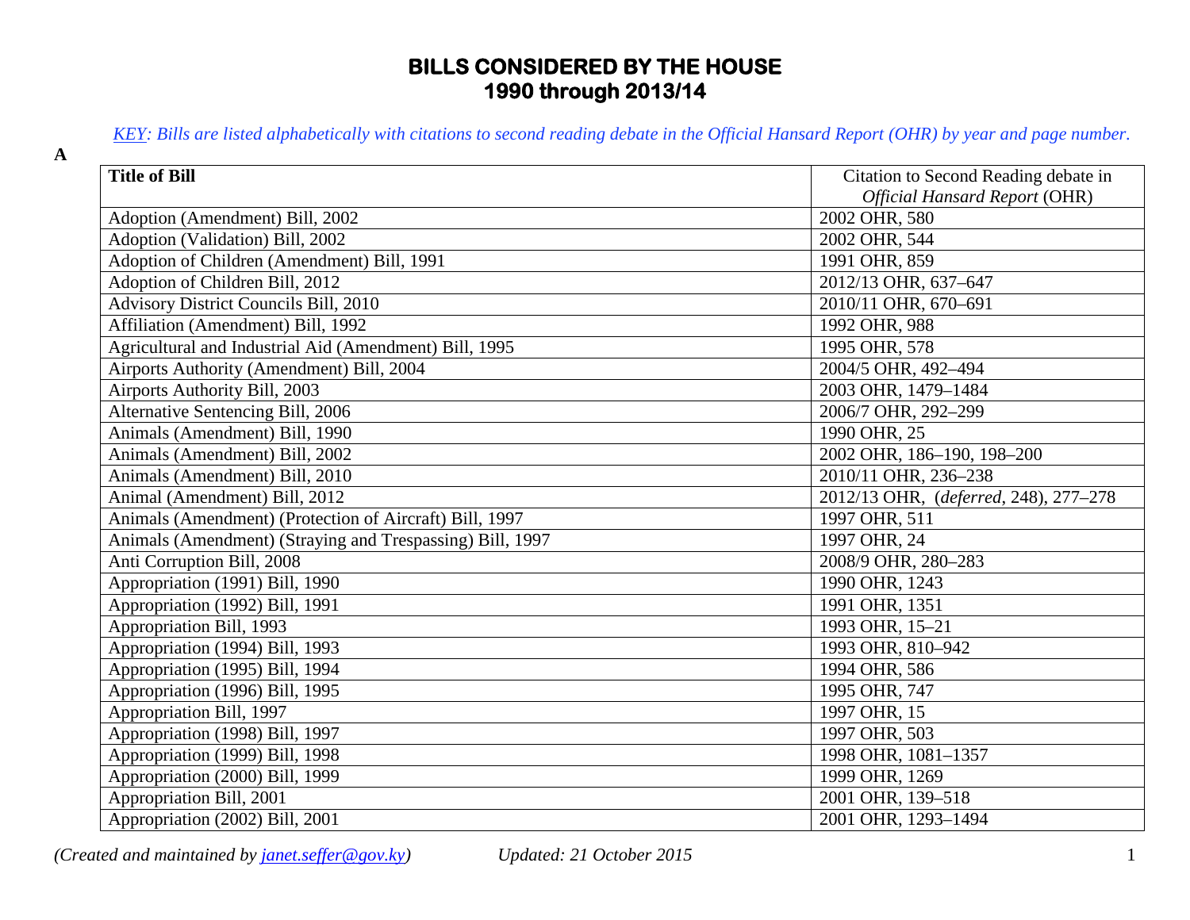# BILLS CONSIDERED BY THE HOUSE
# 1990 through 2013/14

*KEY: Bills are listed alphabetically with citations to second reading debate in the Official Hansard Report (OHR) by year and page number.*

**A**

| **Title of Bill** | Citation to Second Reading debate in *Official Hansard Report* (OHR) |
|---|---|
| Adoption (Amendment) Bill, 2002 | 2002 OHR, 580 |
| Adoption (Validation) Bill, 2002 | 2002 OHR, 544 |
| Adoption of Children (Amendment) Bill, 1991 | 1991 OHR, 859 |
| Adoption of Children Bill, 2012 | 2012/13 OHR, 637–647 |
| Advisory District Councils Bill, 2010 | 2010/11 OHR, 670–691 |
| Affiliation (Amendment) Bill, 1992 | 1992 OHR, 988 |
| Agricultural and Industrial Aid (Amendment) Bill, 1995 | 1995 OHR, 578 |
| Airports Authority (Amendment) Bill, 2004 | 2004/5 OHR, 492–494 |
| Airports Authority Bill, 2003 | 2003 OHR, 1479–1484 |
| Alternative Sentencing Bill, 2006 | 2006/7 OHR, 292–299 |
| Animals (Amendment) Bill, 1990 | 1990 OHR, 25 |
| Animals (Amendment) Bill, 2002 | 2002 OHR, 186–190, 198–200 |
| Animals (Amendment) Bill, 2010 | 2010/11 OHR, 236–238 |
| Animal (Amendment) Bill, 2012 | 2012/13 OHR, (*deferred*, 248), 277–278 |
| Animals (Amendment) (Protection of Aircraft) Bill, 1997 | 1997 OHR, 511 |
| Animals (Amendment) (Straying and Trespassing) Bill, 1997 | 1997 OHR, 24 |
| Anti Corruption Bill, 2008 | 2008/9 OHR, 280–283 |
| Appropriation (1991) Bill, 1990 | 1990 OHR, 1243 |
| Appropriation (1992) Bill, 1991 | 1991 OHR, 1351 |
| Appropriation Bill, 1993 | 1993 OHR, 15–21 |
| Appropriation (1994) Bill, 1993 | 1993 OHR, 810–942 |
| Appropriation (1995) Bill, 1994 | 1994 OHR, 586 |
| Appropriation (1996) Bill, 1995 | 1995 OHR, 747 |
| Appropriation Bill, 1997 | 1997 OHR, 15 |
| Appropriation (1998) Bill, 1997 | 1997 OHR, 503 |
| Appropriation (1999) Bill, 1998 | 1998 OHR, 1081–1357 |
| Appropriation (2000) Bill, 1999 | 1999 OHR, 1269 |
| Appropriation Bill, 2001 | 2001 OHR, 139–518 |
| Appropriation (2002) Bill, 2001 | 2001 OHR, 1293–1494 |

*(Created and maintained by janet.seffer@gov.ky)* *Updated: 21 October 2015*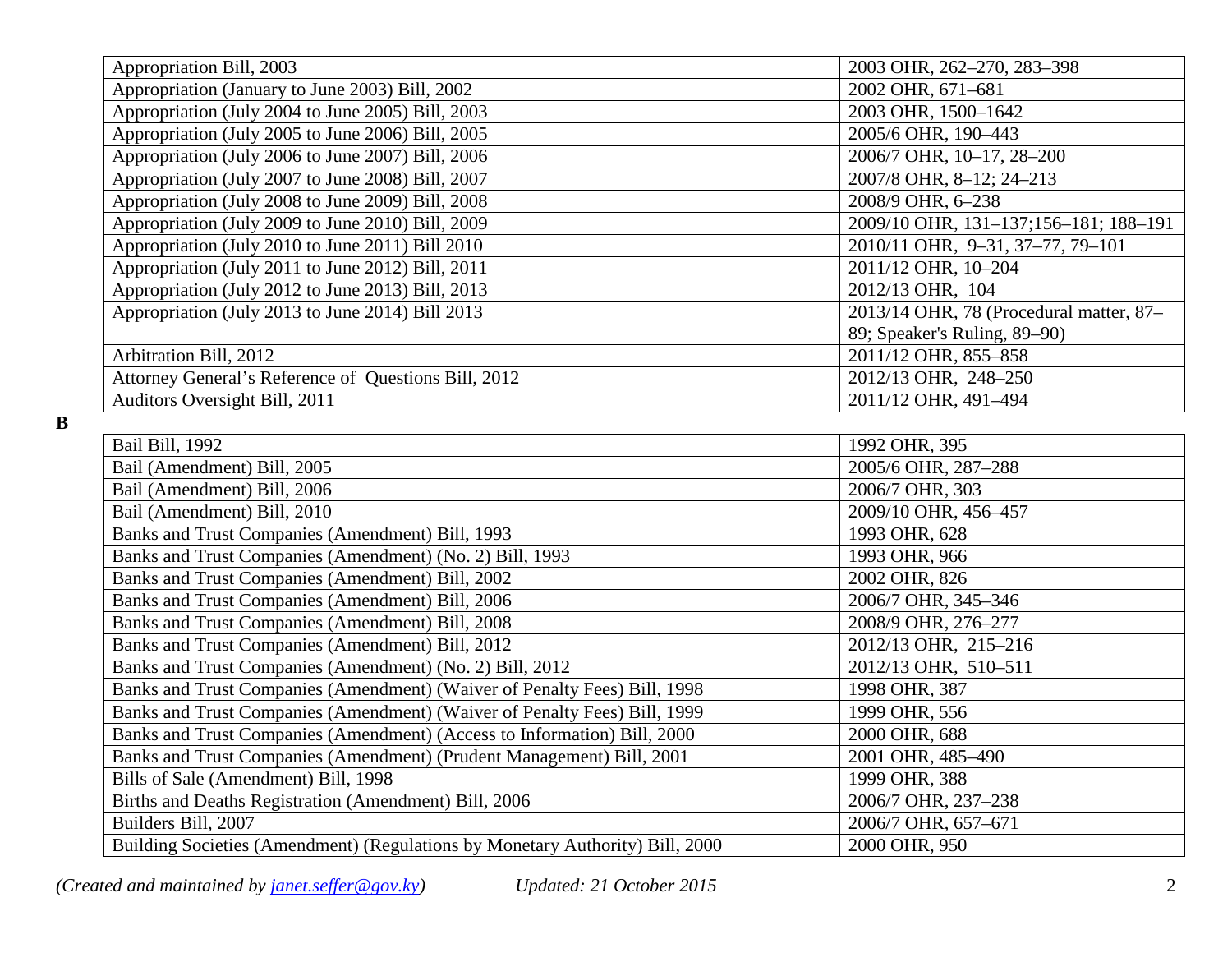| | |
|---|---|
| Appropriation Bill, 2003 | 2003 OHR, 262–270, 283–398 |
| Appropriation (January to June 2003) Bill, 2002 | 2002 OHR, 671–681 |
| Appropriation (July 2004 to June 2005) Bill, 2003 | 2003 OHR, 1500–1642 |
| Appropriation (July 2005 to June 2006) Bill, 2005 | 2005/6 OHR, 190–443 |
| Appropriation (July 2006 to June 2007) Bill, 2006 | 2006/7 OHR, 10–17, 28–200 |
| Appropriation (July 2007 to June 2008) Bill, 2007 | 2007/8 OHR, 8–12; 24–213 |
| Appropriation (July 2008 to June 2009) Bill, 2008 | 2008/9 OHR, 6–238 |
| Appropriation (July 2009 to June 2010) Bill, 2009 | 2009/10 OHR, 131–137;156–181; 188–191 |
| Appropriation (July 2010 to June 2011) Bill 2010 | 2010/11 OHR, 9–31, 37–77, 79–101 |
| Appropriation (July 2011 to June 2012) Bill, 2011 | 2011/12 OHR, 10–204 |
| Appropriation (July 2012 to June 2013) Bill, 2013 | 2012/13 OHR, 104 |
| Appropriation (July 2013 to June 2014) Bill 2013 | 2013/14 OHR, 78 (Procedural matter, 87–89; Speaker's Ruling, 89–90) |
| Arbitration Bill, 2012 | 2011/12 OHR, 855–858 |
| Attorney General's Reference of Questions Bill, 2012 | 2012/13 OHR, 248–250 |
| Auditors Oversight Bill, 2011 | 2011/12 OHR, 491–494 |

**B**

| | |
|---|---|
| Bail Bill, 1992 | 1992 OHR, 395 |
| Bail (Amendment) Bill, 2005 | 2005/6 OHR, 287–288 |
| Bail (Amendment) Bill, 2006 | 2006/7 OHR, 303 |
| Bail (Amendment) Bill, 2010 | 2009/10 OHR, 456–457 |
| Banks and Trust Companies (Amendment) Bill, 1993 | 1993 OHR, 628 |
| Banks and Trust Companies (Amendment) (No. 2) Bill, 1993 | 1993 OHR, 966 |
| Banks and Trust Companies (Amendment) Bill, 2002 | 2002 OHR, 826 |
| Banks and Trust Companies (Amendment) Bill, 2006 | 2006/7 OHR, 345–346 |
| Banks and Trust Companies (Amendment) Bill, 2008 | 2008/9 OHR, 276–277 |
| Banks and Trust Companies (Amendment) Bill, 2012 | 2012/13 OHR, 215–216 |
| Banks and Trust Companies (Amendment) (No. 2) Bill, 2012 | 2012/13 OHR, 510–511 |
| Banks and Trust Companies (Amendment) (Waiver of Penalty Fees) Bill, 1998 | 1998 OHR, 387 |
| Banks and Trust Companies (Amendment) (Waiver of Penalty Fees) Bill, 1999 | 1999 OHR, 556 |
| Banks and Trust Companies (Amendment) (Access to Information) Bill, 2000 | 2000 OHR, 688 |
| Banks and Trust Companies (Amendment) (Prudent Management) Bill, 2001 | 2001 OHR, 485–490 |
| Bills of Sale (Amendment) Bill, 1998 | 1999 OHR, 388 |
| Births and Deaths Registration (Amendment) Bill, 2006 | 2006/7 OHR, 237–238 |
| Builders Bill, 2007 | 2006/7 OHR, 657–671 |
| Building Societies (Amendment) (Regulations by Monetary Authority) Bill, 2000 | 2000 OHR, 950 |

*(Created and maintained by janet.seffer@gov.ky)* *Updated: 21 October 2015*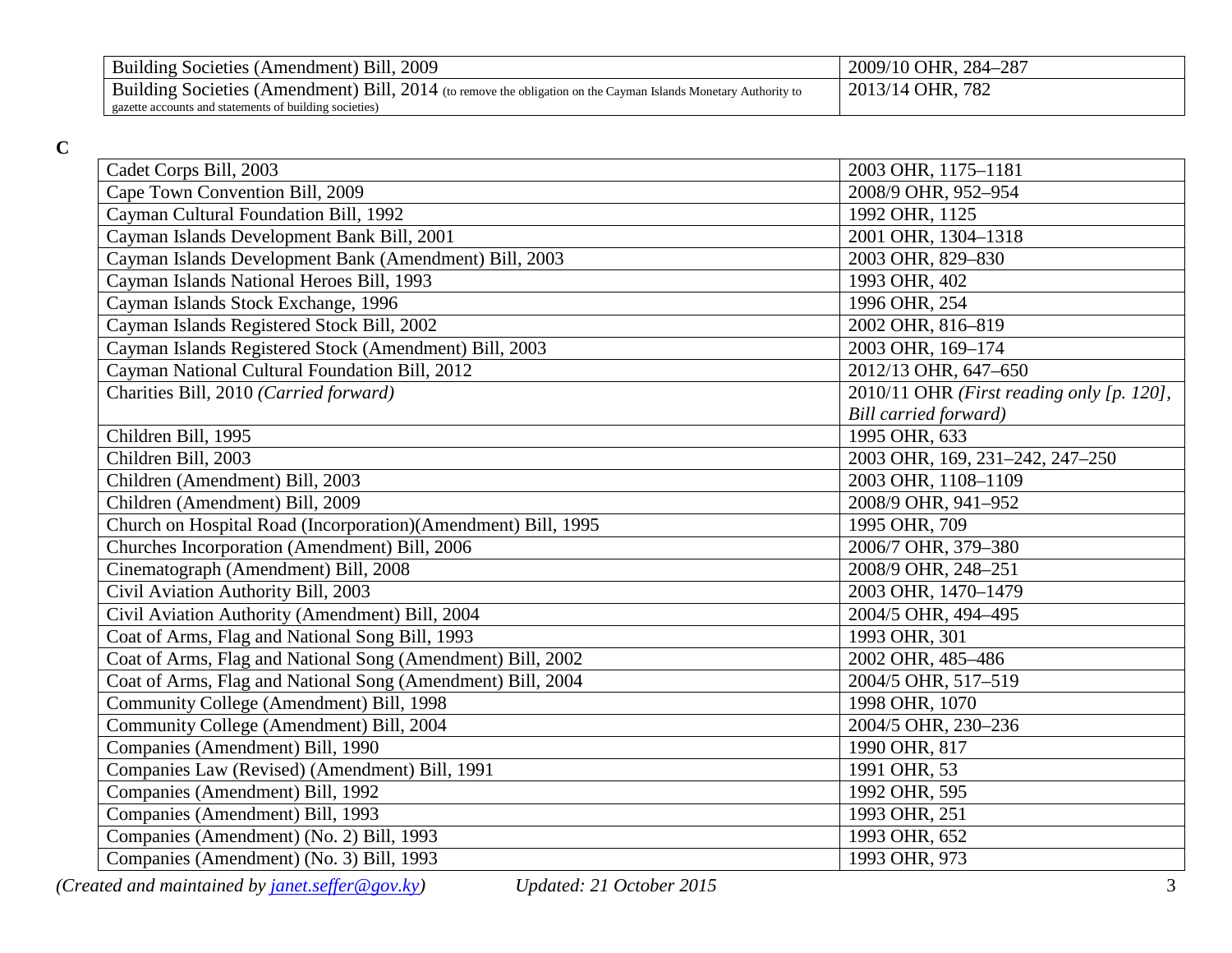| | |
|---|---|
| Building Societies (Amendment) Bill, 2009 | 2009/10 OHR, 284–287 |
| Building Societies (Amendment) Bill, 2014 (to remove the obligation on the Cayman Islands Monetary Authority to gazette accounts and statements of building societies) | 2013/14 OHR, 782 |

**C**

| | |
|---|---|
| Cadet Corps Bill, 2003 | 2003 OHR, 1175–1181 |
| Cape Town Convention Bill, 2009 | 2008/9 OHR, 952–954 |
| Cayman Cultural Foundation Bill, 1992 | 1992 OHR, 1125 |
| Cayman Islands Development Bank Bill, 2001 | 2001 OHR, 1304–1318 |
| Cayman Islands Development Bank (Amendment) Bill, 2003 | 2003 OHR, 829–830 |
| Cayman Islands National Heroes Bill, 1993 | 1993 OHR, 402 |
| Cayman Islands Stock Exchange, 1996 | 1996 OHR, 254 |
| Cayman Islands Registered Stock Bill, 2002 | 2002 OHR, 816–819 |
| Cayman Islands Registered Stock (Amendment) Bill, 2003 | 2003 OHR, 169–174 |
| Cayman National Cultural Foundation Bill, 2012 | 2012/13 OHR, 647–650 |
| Charities Bill, 2010 *(Carried forward)* | 2010/11 OHR *(First reading only [p. 120], Bill carried forward)* |
| Children Bill, 1995 | 1995 OHR, 633 |
| Children Bill, 2003 | 2003 OHR, 169, 231–242, 247–250 |
| Children (Amendment) Bill, 2003 | 2003 OHR, 1108–1109 |
| Children (Amendment) Bill, 2009 | 2008/9 OHR, 941–952 |
| Church on Hospital Road (Incorporation)(Amendment) Bill, 1995 | 1995 OHR, 709 |
| Churches Incorporation (Amendment) Bill, 2006 | 2006/7 OHR, 379–380 |
| Cinematograph (Amendment) Bill, 2008 | 2008/9 OHR, 248–251 |
| Civil Aviation Authority Bill, 2003 | 2003 OHR, 1470–1479 |
| Civil Aviation Authority (Amendment) Bill, 2004 | 2004/5 OHR, 494–495 |
| Coat of Arms, Flag and National Song Bill, 1993 | 1993 OHR, 301 |
| Coat of Arms, Flag and National Song (Amendment) Bill, 2002 | 2002 OHR, 485–486 |
| Coat of Arms, Flag and National Song (Amendment) Bill, 2004 | 2004/5 OHR, 517–519 |
| Community College (Amendment) Bill, 1998 | 1998 OHR, 1070 |
| Community College (Amendment) Bill, 2004 | 2004/5 OHR, 230–236 |
| Companies (Amendment) Bill, 1990 | 1990 OHR, 817 |
| Companies Law (Revised) (Amendment) Bill, 1991 | 1991 OHR, 53 |
| Companies (Amendment) Bill, 1992 | 1992 OHR, 595 |
| Companies (Amendment) Bill, 1993 | 1993 OHR, 251 |
| Companies (Amendment) (No. 2) Bill, 1993 | 1993 OHR, 652 |
| Companies (Amendment) (No. 3) Bill, 1993 | 1993 OHR, 973 |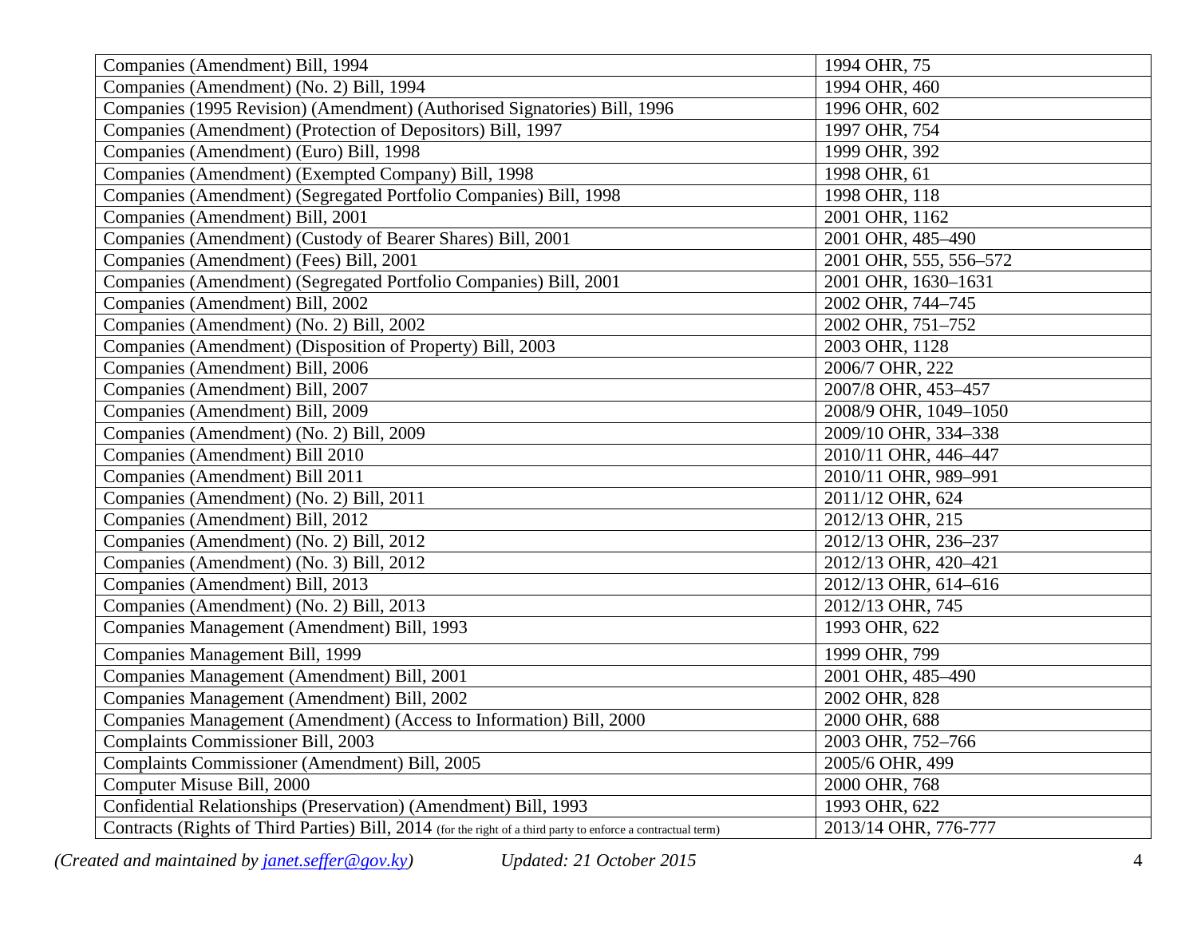| | |
|---|---|
| Companies (Amendment) Bill, 1994 | 1994 OHR, 75 |
| Companies (Amendment) (No. 2) Bill, 1994 | 1994 OHR, 460 |
| Companies (1995 Revision) (Amendment) (Authorised Signatories) Bill, 1996 | 1996 OHR, 602 |
| Companies (Amendment) (Protection of Depositors) Bill, 1997 | 1997 OHR, 754 |
| Companies (Amendment) (Euro) Bill, 1998 | 1999 OHR, 392 |
| Companies (Amendment) (Exempted Company) Bill, 1998 | 1998 OHR, 61 |
| Companies (Amendment) (Segregated Portfolio Companies) Bill, 1998 | 1998 OHR, 118 |
| Companies (Amendment) Bill, 2001 | 2001 OHR, 1162 |
| Companies (Amendment) (Custody of Bearer Shares) Bill, 2001 | 2001 OHR, 485–490 |
| Companies (Amendment) (Fees) Bill, 2001 | 2001 OHR, 555, 556–572 |
| Companies (Amendment) (Segregated Portfolio Companies) Bill, 2001 | 2001 OHR, 1630–1631 |
| Companies (Amendment) Bill, 2002 | 2002 OHR, 744–745 |
| Companies (Amendment) (No. 2) Bill, 2002 | 2002 OHR, 751–752 |
| Companies (Amendment) (Disposition of Property) Bill, 2003 | 2003 OHR, 1128 |
| Companies (Amendment) Bill, 2006 | 2006/7 OHR, 222 |
| Companies (Amendment) Bill, 2007 | 2007/8 OHR, 453–457 |
| Companies (Amendment) Bill, 2009 | 2008/9 OHR, 1049–1050 |
| Companies (Amendment) (No. 2) Bill, 2009 | 2009/10 OHR, 334–338 |
| Companies (Amendment) Bill 2010 | 2010/11 OHR, 446–447 |
| Companies (Amendment) Bill 2011 | 2010/11 OHR, 989–991 |
| Companies (Amendment) (No. 2) Bill, 2011 | 2011/12 OHR, 624 |
| Companies (Amendment) Bill, 2012 | 2012/13 OHR, 215 |
| Companies (Amendment) (No. 2) Bill, 2012 | 2012/13 OHR, 236–237 |
| Companies (Amendment) (No. 3) Bill, 2012 | 2012/13 OHR, 420–421 |
| Companies (Amendment) Bill, 2013 | 2012/13 OHR, 614–616 |
| Companies (Amendment) (No. 2) Bill, 2013 | 2012/13 OHR, 745 |
| Companies Management (Amendment) Bill, 1993 | 1993 OHR, 622 |
| Companies Management Bill, 1999 | 1999 OHR, 799 |
| Companies Management (Amendment) Bill, 2001 | 2001 OHR, 485–490 |
| Companies Management (Amendment) Bill, 2002 | 2002 OHR, 828 |
| Companies Management (Amendment) (Access to Information) Bill, 2000 | 2000 OHR, 688 |
| Complaints Commissioner Bill, 2003 | 2003 OHR, 752–766 |
| Complaints Commissioner (Amendment) Bill, 2005 | 2005/6 OHR, 499 |
| Computer Misuse Bill, 2000 | 2000 OHR, 768 |
| Confidential Relationships (Preservation) (Amendment) Bill, 1993 | 1993 OHR, 622 |
| Contracts (Rights of Third Parties) Bill, 2014 (for the right of a third party to enforce a contractual term) | 2013/14 OHR, 776-777 |

*(Created and maintained by [janet.seffer@gov.ky](mailto:janet.seffer@gov.ky))* *Updated: 21 October 2015*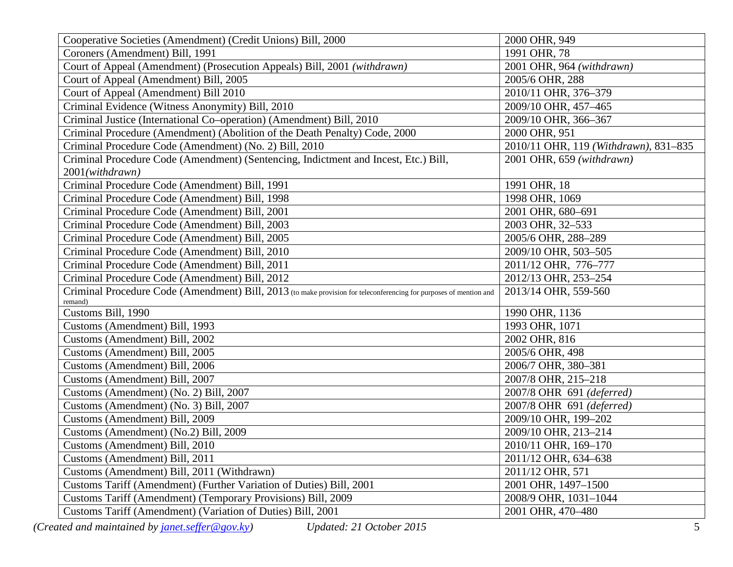| Cooperative Societies (Amendment) (Credit Unions) Bill, 2000 | 2000 OHR, 949 |
|---|---|
| Coroners (Amendment) Bill, 1991 | 1991 OHR, 78 |
| Court of Appeal (Amendment) (Prosecution Appeals) Bill, 2001 *(withdrawn)* | 2001 OHR, 964 *(withdrawn)* |
| Court of Appeal (Amendment) Bill, 2005 | 2005/6 OHR, 288 |
| Court of Appeal (Amendment) Bill 2010 | 2010/11 OHR, 376–379 |
| Criminal Evidence (Witness Anonymity) Bill, 2010 | 2009/10 OHR, 457–465 |
| Criminal Justice (International Co–operation) (Amendment) Bill, 2010 | 2009/10 OHR, 366–367 |
| Criminal Procedure (Amendment) (Abolition of the Death Penalty) Code, 2000 | 2000 OHR, 951 |
| Criminal Procedure Code (Amendment) (No. 2) Bill, 2010 | 2010/11 OHR, 119 *(Withdrawn)*, 831–835 |
| Criminal Procedure Code (Amendment) (Sentencing, Indictment and Incest, Etc.) Bill, 2001*(withdrawn)* | 2001 OHR, 659 *(withdrawn)* |
| Criminal Procedure Code (Amendment) Bill, 1991 | 1991 OHR, 18 |
| Criminal Procedure Code (Amendment) Bill, 1998 | 1998 OHR, 1069 |
| Criminal Procedure Code (Amendment) Bill, 2001 | 2001 OHR, 680–691 |
| Criminal Procedure Code (Amendment) Bill, 2003 | 2003 OHR, 32–533 |
| Criminal Procedure Code (Amendment) Bill, 2005 | 2005/6 OHR, 288–289 |
| Criminal Procedure Code (Amendment) Bill, 2010 | 2009/10 OHR, 503–505 |
| Criminal Procedure Code (Amendment) Bill, 2011 | 2011/12 OHR, 776–777 |
| Criminal Procedure Code (Amendment) Bill, 2012 | 2012/13 OHR, 253–254 |
| Criminal Procedure Code (Amendment) Bill, 2013 (to make provision for teleconferencing for purposes of mention and remand) | 2013/14 OHR, 559-560 |
| Customs Bill, 1990 | 1990 OHR, 1136 |
| Customs (Amendment) Bill, 1993 | 1993 OHR, 1071 |
| Customs (Amendment) Bill, 2002 | 2002 OHR, 816 |
| Customs (Amendment) Bill, 2005 | 2005/6 OHR, 498 |
| Customs (Amendment) Bill, 2006 | 2006/7 OHR, 380–381 |
| Customs (Amendment) Bill, 2007 | 2007/8 OHR, 215–218 |
| Customs (Amendment) (No. 2) Bill, 2007 | 2007/8 OHR 691 *(deferred)* |
| Customs (Amendment) (No. 3) Bill, 2007 | 2007/8 OHR 691 *(deferred)* |
| Customs (Amendment) Bill, 2009 | 2009/10 OHR, 199–202 |
| Customs (Amendment) (No.2) Bill, 2009 | 2009/10 OHR, 213–214 |
| Customs (Amendment) Bill, 2010 | 2010/11 OHR, 169–170 |
| Customs (Amendment) Bill, 2011 | 2011/12 OHR, 634–638 |
| Customs (Amendment) Bill, 2011 (Withdrawn) | 2011/12 OHR, 571 |
| Customs Tariff (Amendment) (Further Variation of Duties) Bill, 2001 | 2001 OHR, 1497–1500 |
| Customs Tariff (Amendment) (Temporary Provisions) Bill, 2009 | 2008/9 OHR, 1031–1044 |
| Customs Tariff (Amendment) (Variation of Duties) Bill, 2001 | 2001 OHR, 470–480 |

*(Created and maintained by janet.seffer@gov.ky)* *Updated: 21 October 2015*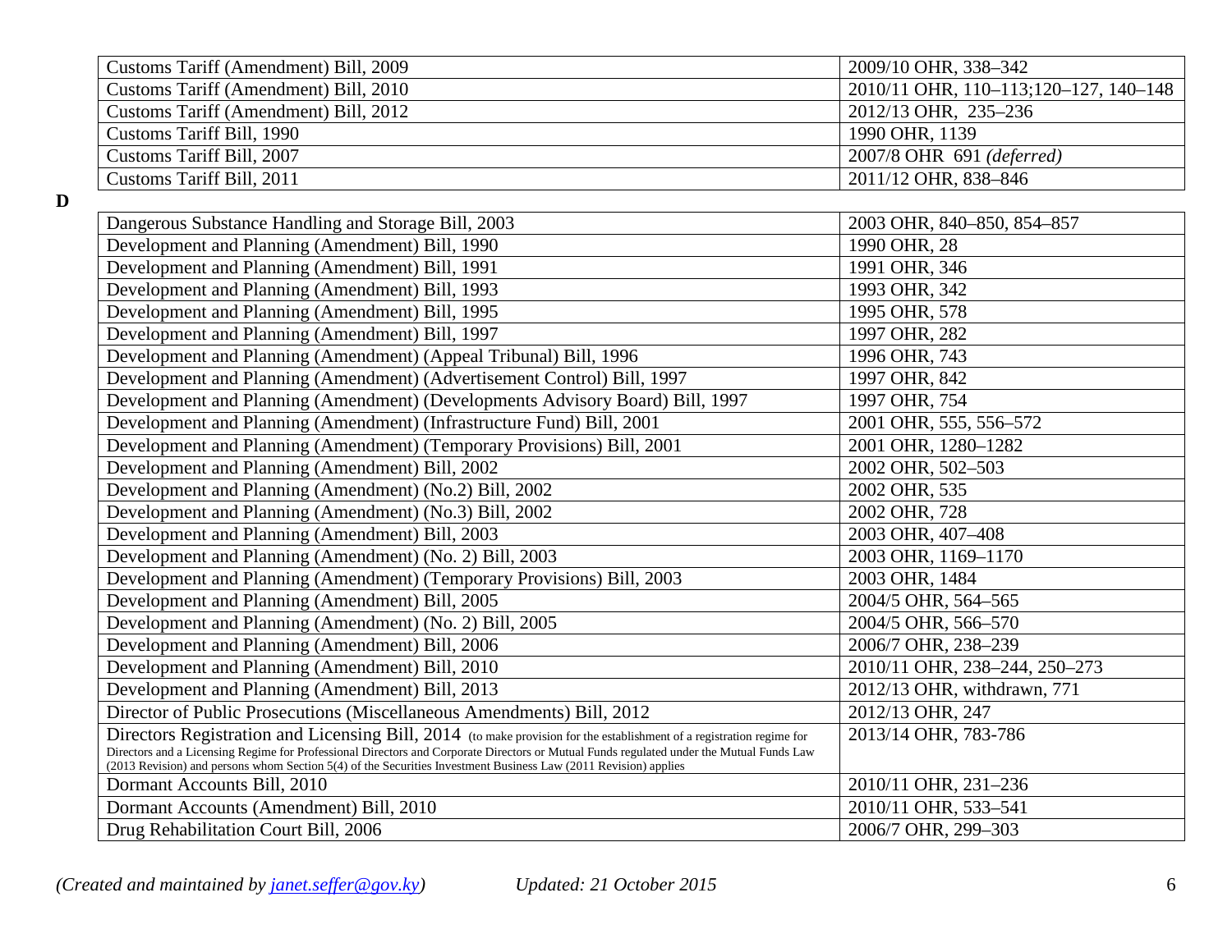| | |
|---|---|
| Customs Tariff (Amendment) Bill, 2009 | 2009/10 OHR, 338–342 |
| Customs Tariff (Amendment) Bill, 2010 | 2010/11 OHR, 110–113;120–127, 140–148 |
| Customs Tariff (Amendment) Bill, 2012 | 2012/13 OHR, 235–236 |
| Customs Tariff Bill, 1990 | 1990 OHR, 1139 |
| Customs Tariff Bill, 2007 | 2007/8 OHR 691 *(deferred)* |
| Customs Tariff Bill, 2011 | 2011/12 OHR, 838–846 |

**D**

| | |
|---|---|
| Dangerous Substance Handling and Storage Bill, 2003 | 2003 OHR, 840–850, 854–857 |
| Development and Planning (Amendment) Bill, 1990 | 1990 OHR, 28 |
| Development and Planning (Amendment) Bill, 1991 | 1991 OHR, 346 |
| Development and Planning (Amendment) Bill, 1993 | 1993 OHR, 342 |
| Development and Planning (Amendment) Bill, 1995 | 1995 OHR, 578 |
| Development and Planning (Amendment) Bill, 1997 | 1997 OHR, 282 |
| Development and Planning (Amendment) (Appeal Tribunal) Bill, 1996 | 1996 OHR, 743 |
| Development and Planning (Amendment) (Advertisement Control) Bill, 1997 | 1997 OHR, 842 |
| Development and Planning (Amendment) (Developments Advisory Board) Bill, 1997 | 1997 OHR, 754 |
| Development and Planning (Amendment) (Infrastructure Fund) Bill, 2001 | 2001 OHR, 555, 556–572 |
| Development and Planning (Amendment) (Temporary Provisions) Bill, 2001 | 2001 OHR, 1280–1282 |
| Development and Planning (Amendment) Bill, 2002 | 2002 OHR, 502–503 |
| Development and Planning (Amendment) (No.2) Bill, 2002 | 2002 OHR, 535 |
| Development and Planning (Amendment) (No.3) Bill, 2002 | 2002 OHR, 728 |
| Development and Planning (Amendment) Bill, 2003 | 2003 OHR, 407–408 |
| Development and Planning (Amendment) (No. 2) Bill, 2003 | 2003 OHR, 1169–1170 |
| Development and Planning (Amendment) (Temporary Provisions) Bill, 2003 | 2003 OHR, 1484 |
| Development and Planning (Amendment) Bill, 2005 | 2004/5 OHR, 564–565 |
| Development and Planning (Amendment) (No. 2) Bill, 2005 | 2004/5 OHR, 566–570 |
| Development and Planning (Amendment) Bill, 2006 | 2006/7 OHR, 238–239 |
| Development and Planning (Amendment) Bill, 2010 | 2010/11 OHR, 238–244, 250–273 |
| Development and Planning (Amendment) Bill, 2013 | 2012/13 OHR, withdrawn, 771 |
| Director of Public Prosecutions (Miscellaneous Amendments) Bill, 2012 | 2012/13 OHR, 247 |
| Directors Registration and Licensing Bill, 2014 (to make provision for the establishment of a registration regime for Directors and a Licensing Regime for Professional Directors and Corporate Directors or Mutual Funds regulated under the Mutual Funds Law (2013 Revision) and persons whom Section 5(4) of the Securities Investment Business Law (2011 Revision) applies | 2013/14 OHR, 783-786 |
| Dormant Accounts Bill, 2010 | 2010/11 OHR, 231–236 |
| Dormant Accounts (Amendment) Bill, 2010 | 2010/11 OHR, 533–541 |
| Drug Rehabilitation Court Bill, 2006 | 2006/7 OHR, 299–303 |

*(Created and maintained by [janet.seffer@gov.ky](mailto:janet.seffer@gov.ky))* *Updated: 21 October 2015*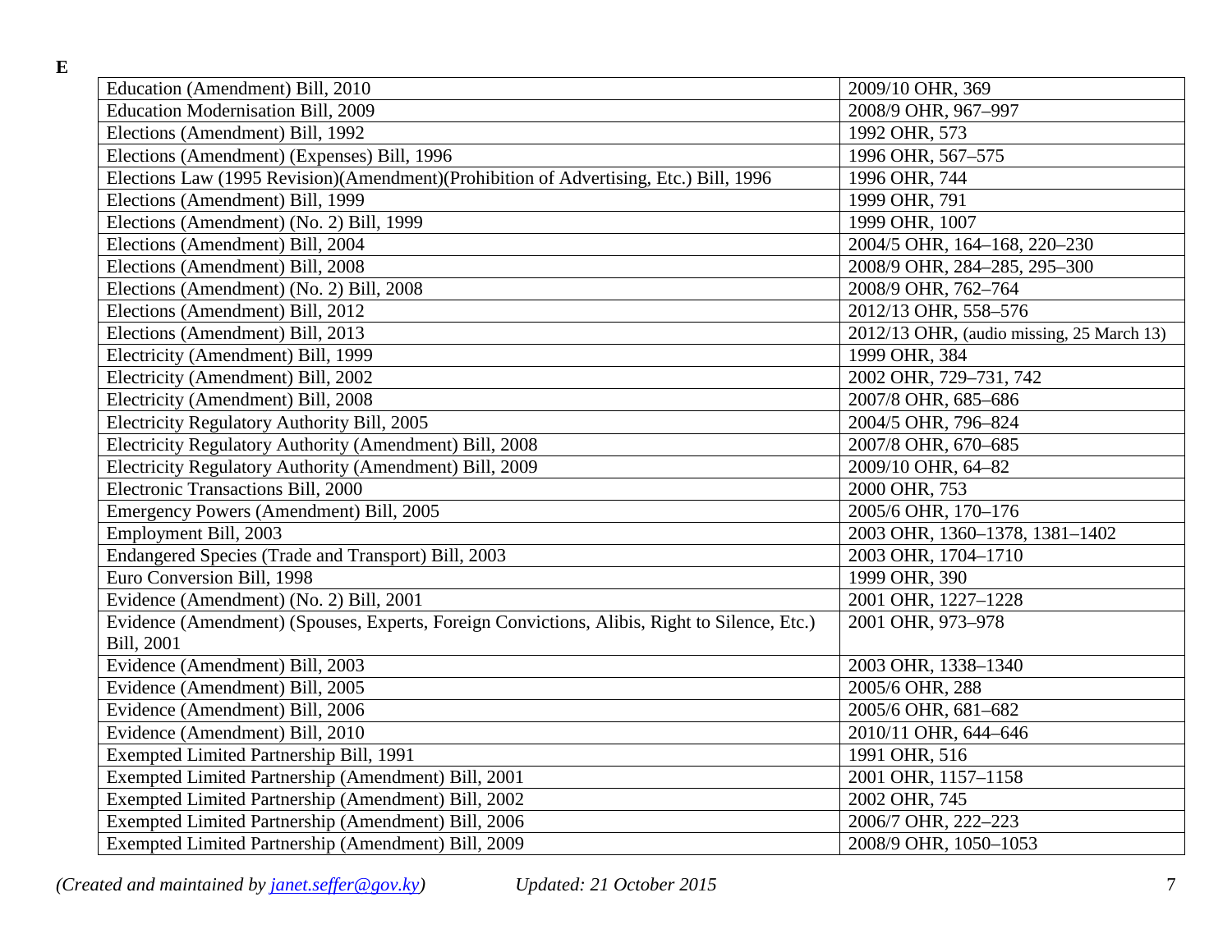**E**

| | |
|---|---|
| Education (Amendment) Bill, 2010 | 2009/10 OHR, 369 |
| Education Modernisation Bill, 2009 | 2008/9 OHR, 967–997 |
| Elections (Amendment) Bill, 1992 | 1992 OHR, 573 |
| Elections (Amendment) (Expenses) Bill, 1996 | 1996 OHR, 567–575 |
| Elections Law (1995 Revision)(Amendment)(Prohibition of Advertising, Etc.) Bill, 1996 | 1996 OHR, 744 |
| Elections (Amendment) Bill, 1999 | 1999 OHR, 791 |
| Elections (Amendment) (No. 2) Bill, 1999 | 1999 OHR, 1007 |
| Elections (Amendment) Bill, 2004 | 2004/5 OHR, 164–168, 220–230 |
| Elections (Amendment) Bill, 2008 | 2008/9 OHR, 284–285, 295–300 |
| Elections (Amendment) (No. 2) Bill, 2008 | 2008/9 OHR, 762–764 |
| Elections (Amendment) Bill, 2012 | 2012/13 OHR, 558–576 |
| Elections (Amendment) Bill, 2013 | 2012/13 OHR, (audio missing, 25 March 13) |
| Electricity (Amendment) Bill, 1999 | 1999 OHR, 384 |
| Electricity (Amendment) Bill, 2002 | 2002 OHR, 729–731, 742 |
| Electricity (Amendment) Bill, 2008 | 2007/8 OHR, 685–686 |
| Electricity Regulatory Authority Bill, 2005 | 2004/5 OHR, 796–824 |
| Electricity Regulatory Authority (Amendment) Bill, 2008 | 2007/8 OHR, 670–685 |
| Electricity Regulatory Authority (Amendment) Bill, 2009 | 2009/10 OHR, 64–82 |
| Electronic Transactions Bill, 2000 | 2000 OHR, 753 |
| Emergency Powers (Amendment) Bill, 2005 | 2005/6 OHR, 170–176 |
| Employment Bill, 2003 | 2003 OHR, 1360–1378, 1381–1402 |
| Endangered Species (Trade and Transport) Bill, 2003 | 2003 OHR, 1704–1710 |
| Euro Conversion Bill, 1998 | 1999 OHR, 390 |
| Evidence (Amendment) (No. 2) Bill, 2001 | 2001 OHR, 1227–1228 |
| Evidence (Amendment) (Spouses, Experts, Foreign Convictions, Alibis, Right to Silence, Etc.) Bill, 2001 | 2001 OHR, 973–978 |
| Evidence (Amendment) Bill, 2003 | 2003 OHR, 1338–1340 |
| Evidence (Amendment) Bill, 2005 | 2005/6 OHR, 288 |
| Evidence (Amendment) Bill, 2006 | 2005/6 OHR, 681–682 |
| Evidence (Amendment) Bill, 2010 | 2010/11 OHR, 644–646 |
| Exempted Limited Partnership Bill, 1991 | 1991 OHR, 516 |
| Exempted Limited Partnership (Amendment) Bill, 2001 | 2001 OHR, 1157–1158 |
| Exempted Limited Partnership (Amendment) Bill, 2002 | 2002 OHR, 745 |
| Exempted Limited Partnership (Amendment) Bill, 2006 | 2006/7 OHR, 222–223 |
| Exempted Limited Partnership (Amendment) Bill, 2009 | 2008/9 OHR, 1050–1053 |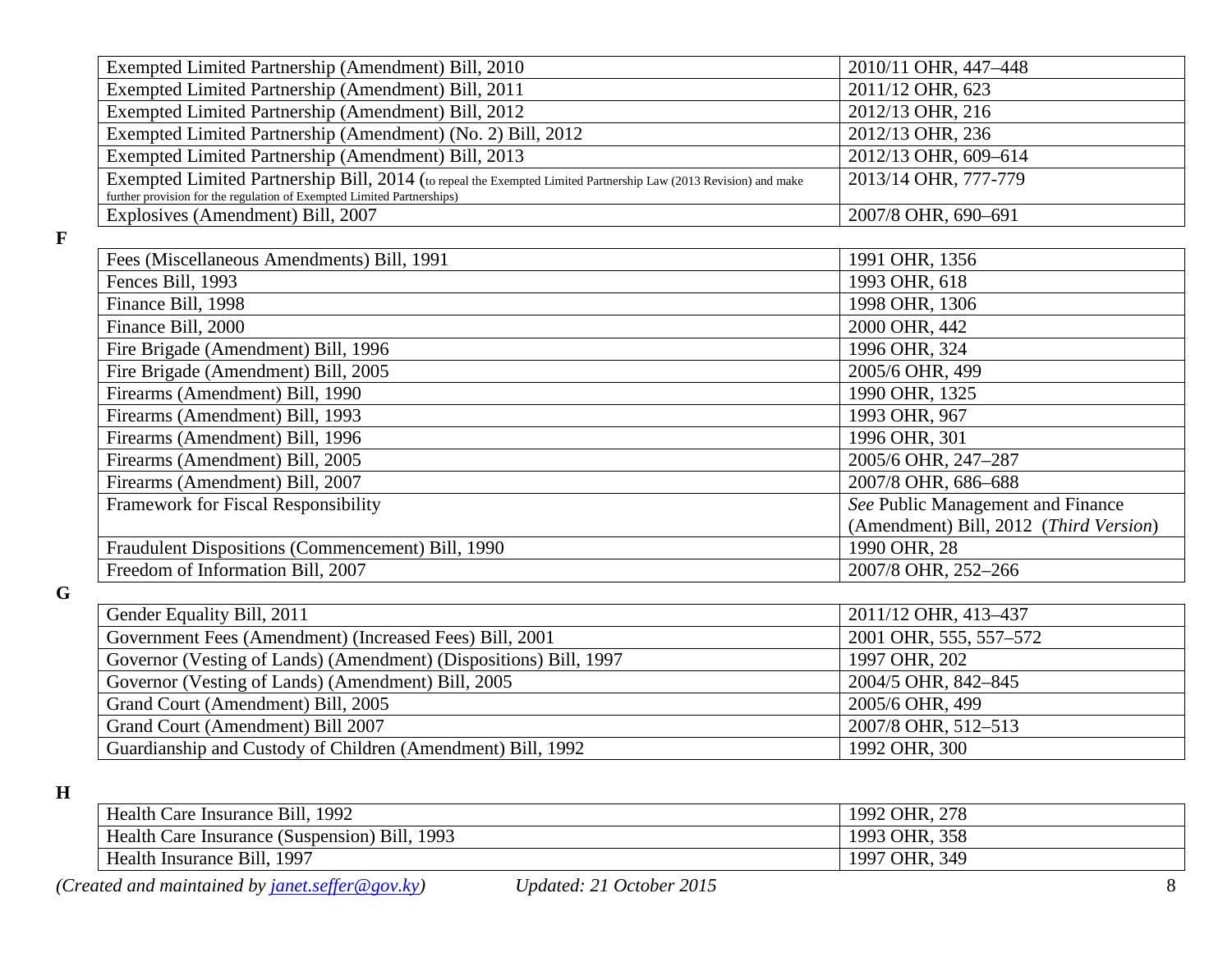| | |
|---|---|
| Exempted Limited Partnership (Amendment) Bill, 2010 | 2010/11 OHR, 447–448 |
| Exempted Limited Partnership (Amendment) Bill, 2011 | 2011/12 OHR, 623 |
| Exempted Limited Partnership (Amendment) Bill, 2012 | 2012/13 OHR, 216 |
| Exempted Limited Partnership (Amendment) (No. 2) Bill, 2012 | 2012/13 OHR, 236 |
| Exempted Limited Partnership (Amendment) Bill, 2013 | 2012/13 OHR, 609–614 |
| Exempted Limited Partnership Bill, 2014 (to repeal the Exempted Limited Partnership Law (2013 Revision) and make further provision for the regulation of Exempted Limited Partnerships) | 2013/14 OHR, 777-779 |
| Explosives (Amendment) Bill, 2007 | 2007/8 OHR, 690–691 |

**F**

| | |
|---|---|
| Fees (Miscellaneous Amendments) Bill, 1991 | 1991 OHR, 1356 |
| Fences Bill, 1993 | 1993 OHR, 618 |
| Finance Bill, 1998 | 1998 OHR, 1306 |
| Finance Bill, 2000 | 2000 OHR, 442 |
| Fire Brigade (Amendment) Bill, 1996 | 1996 OHR, 324 |
| Fire Brigade (Amendment) Bill, 2005 | 2005/6 OHR, 499 |
| Firearms (Amendment) Bill, 1990 | 1990 OHR, 1325 |
| Firearms (Amendment) Bill, 1993 | 1993 OHR, 967 |
| Firearms (Amendment) Bill, 1996 | 1996 OHR, 301 |
| Firearms (Amendment) Bill, 2005 | 2005/6 OHR, 247–287 |
| Firearms (Amendment) Bill, 2007 | 2007/8 OHR, 686–688 |
| Framework for Fiscal Responsibility | *See* Public Management and Finance (Amendment) Bill, 2012 (*Third Version*) |
| Fraudulent Dispositions (Commencement) Bill, 1990 | 1990 OHR, 28 |
| Freedom of Information Bill, 2007 | 2007/8 OHR, 252–266 |

**G**

| | |
|---|---|
| Gender Equality Bill, 2011 | 2011/12 OHR, 413–437 |
| Government Fees (Amendment) (Increased Fees) Bill, 2001 | 2001 OHR, 555, 557–572 |
| Governor (Vesting of Lands) (Amendment) (Dispositions) Bill, 1997 | 1997 OHR, 202 |
| Governor (Vesting of Lands) (Amendment) Bill, 2005 | 2004/5 OHR, 842–845 |
| Grand Court (Amendment) Bill, 2005 | 2005/6 OHR, 499 |
| Grand Court (Amendment) Bill 2007 | 2007/8 OHR, 512–513 |
| Guardianship and Custody of Children (Amendment) Bill, 1992 | 1992 OHR, 300 |

**H**

| | |
|---|---|
| Health Care Insurance Bill, 1992 | 1992 OHR, 278 |
| Health Care Insurance (Suspension) Bill, 1993 | 1993 OHR, 358 |
| Health Insurance Bill, 1997 | 1997 OHR, 349 |

*(Created and maintained by [janet.seffer@gov.ky](mailto:janet.seffer@gov.ky))* *Updated: 21 October 2015*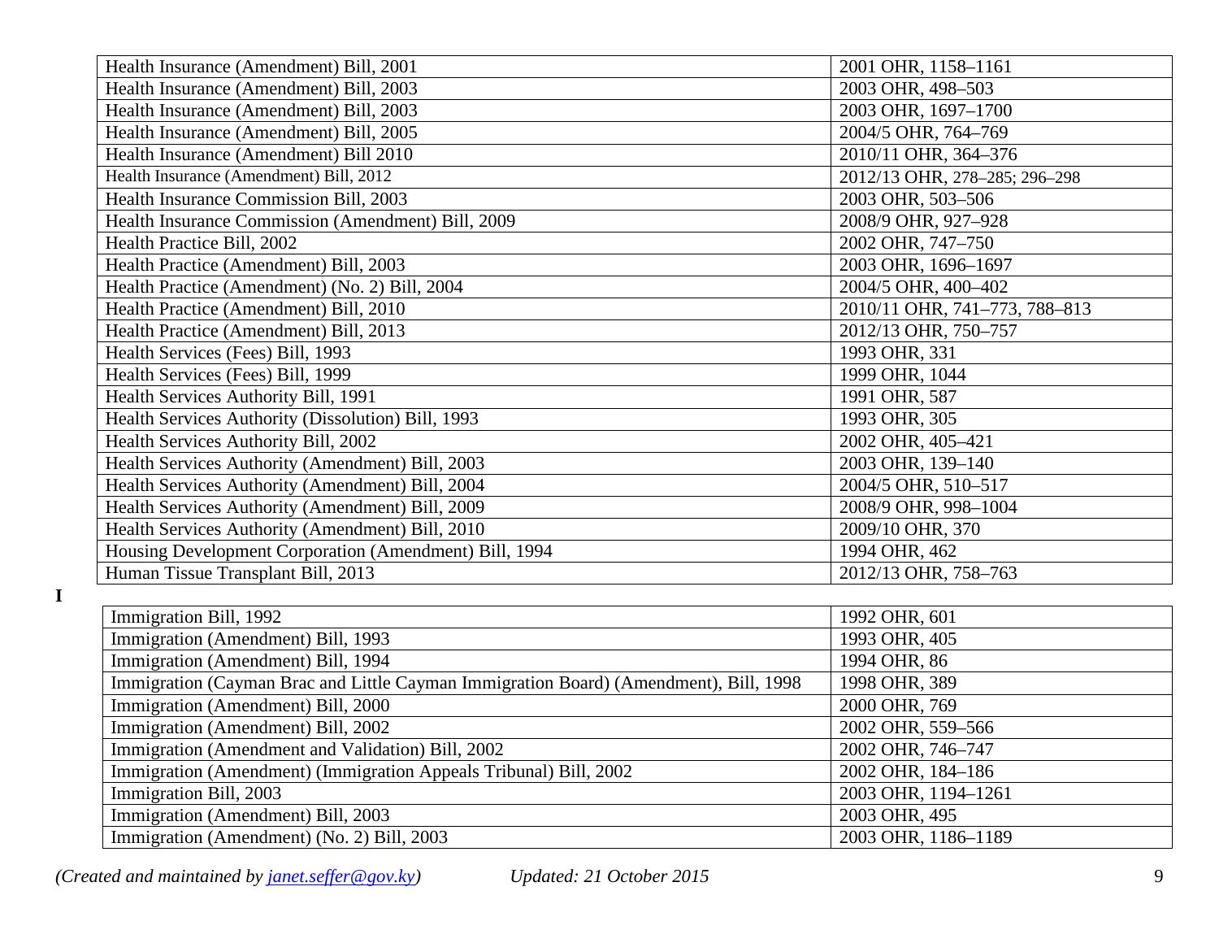| | |
|---|---|
| Health Insurance (Amendment) Bill, 2001 | 2001 OHR, 1158–1161 |
| Health Insurance (Amendment) Bill, 2003 | 2003 OHR, 498–503 |
| Health Insurance (Amendment) Bill, 2003 | 2003 OHR, 1697–1700 |
| Health Insurance (Amendment) Bill, 2005 | 2004/5 OHR, 764–769 |
| Health Insurance (Amendment) Bill 2010 | 2010/11 OHR, 364–376 |
| Health Insurance (Amendment) Bill, 2012 | 2012/13 OHR, 278–285; 296–298 |
| Health Insurance Commission Bill, 2003 | 2003 OHR, 503–506 |
| Health Insurance Commission (Amendment) Bill, 2009 | 2008/9 OHR, 927–928 |
| Health Practice Bill, 2002 | 2002 OHR, 747–750 |
| Health Practice (Amendment) Bill, 2003 | 2003 OHR, 1696–1697 |
| Health Practice (Amendment) (No. 2) Bill, 2004 | 2004/5 OHR, 400–402 |
| Health Practice (Amendment) Bill, 2010 | 2010/11 OHR, 741–773, 788–813 |
| Health Practice (Amendment) Bill, 2013 | 2012/13 OHR, 750–757 |
| Health Services (Fees) Bill, 1993 | 1993 OHR, 331 |
| Health Services (Fees) Bill, 1999 | 1999 OHR, 1044 |
| Health Services Authority Bill, 1991 | 1991 OHR, 587 |
| Health Services Authority (Dissolution) Bill, 1993 | 1993 OHR, 305 |
| Health Services Authority Bill, 2002 | 2002 OHR, 405–421 |
| Health Services Authority (Amendment) Bill, 2003 | 2003 OHR, 139–140 |
| Health Services Authority (Amendment) Bill, 2004 | 2004/5 OHR, 510–517 |
| Health Services Authority (Amendment) Bill, 2009 | 2008/9 OHR, 998–1004 |
| Health Services Authority (Amendment) Bill, 2010 | 2009/10 OHR, 370 |
| Housing Development Corporation (Amendment) Bill, 1994 | 1994 OHR, 462 |
| Human Tissue Transplant Bill, 2013 | 2012/13 OHR, 758–763 |

**I**

| | |
|---|---|
| Immigration Bill, 1992 | 1992 OHR, 601 |
| Immigration (Amendment) Bill, 1993 | 1993 OHR, 405 |
| Immigration (Amendment) Bill, 1994 | 1994 OHR, 86 |
| Immigration (Cayman Brac and Little Cayman Immigration Board) (Amendment), Bill, 1998 | 1998 OHR, 389 |
| Immigration (Amendment) Bill, 2000 | 2000 OHR, 769 |
| Immigration (Amendment) Bill, 2002 | 2002 OHR, 559–566 |
| Immigration (Amendment and Validation) Bill, 2002 | 2002 OHR, 746–747 |
| Immigration (Amendment) (Immigration Appeals Tribunal) Bill, 2002 | 2002 OHR, 184–186 |
| Immigration Bill, 2003 | 2003 OHR, 1194–1261 |
| Immigration (Amendment) Bill, 2003 | 2003 OHR, 495 |
| Immigration (Amendment) (No. 2) Bill, 2003 | 2003 OHR, 1186–1189 |

*(Created and maintained by janet.seffer@gov.ky)* *Updated: 21 October 2015*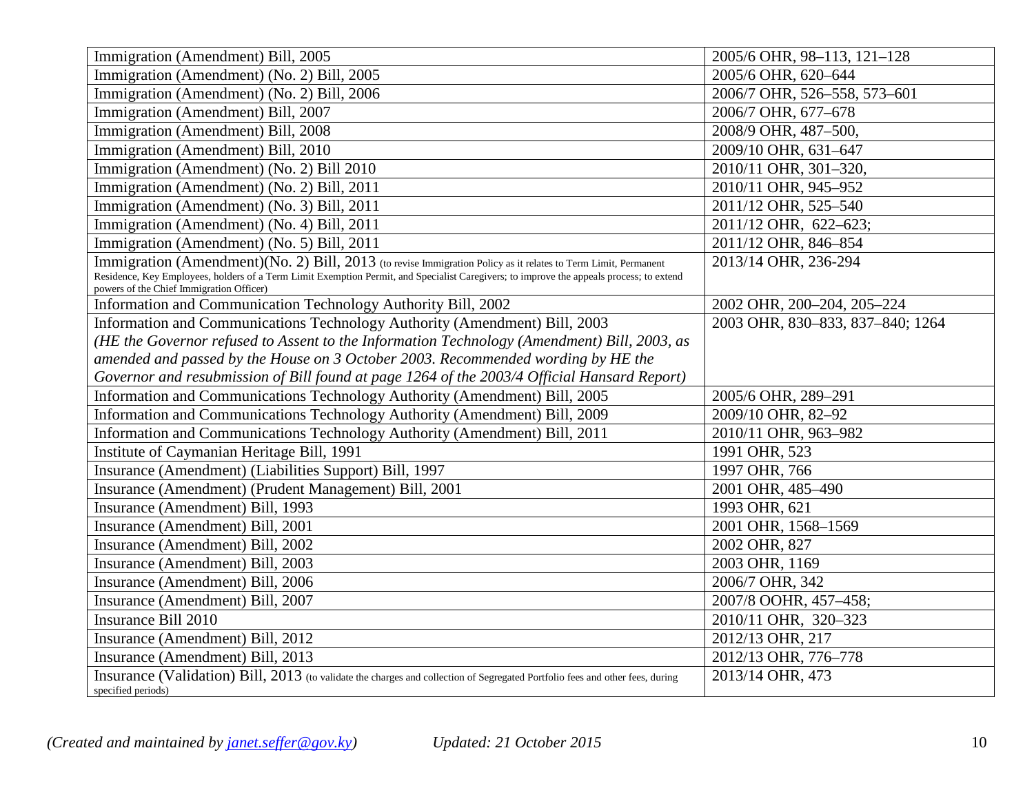| | |
|---|---|
| Immigration (Amendment) Bill, 2005 | 2005/6 OHR, 98–113, 121–128 |
| Immigration (Amendment) (No. 2) Bill, 2005 | 2005/6 OHR, 620–644 |
| Immigration (Amendment) (No. 2) Bill, 2006 | 2006/7 OHR, 526–558, 573–601 |
| Immigration (Amendment) Bill, 2007 | 2006/7 OHR, 677–678 |
| Immigration (Amendment) Bill, 2008 | 2008/9 OHR, 487–500, |
| Immigration (Amendment) Bill, 2010 | 2009/10 OHR, 631–647 |
| Immigration (Amendment) (No. 2) Bill 2010 | 2010/11 OHR, 301–320, |
| Immigration (Amendment) (No. 2) Bill, 2011 | 2010/11 OHR, 945–952 |
| Immigration (Amendment) (No. 3) Bill, 2011 | 2011/12 OHR, 525–540 |
| Immigration (Amendment) (No. 4) Bill, 2011 | 2011/12 OHR, 622–623; |
| Immigration (Amendment) (No. 5) Bill, 2011 | 2011/12 OHR, 846–854 |
| Immigration (Amendment)(No. 2) Bill, 2013 (to revise Immigration Policy as it relates to Term Limit, Permanent Residence, Key Employees, holders of a Term Limit Exemption Permit, and Specialist Caregivers; to improve the appeals process; to extend powers of the Chief Immigration Officer) | 2013/14 OHR, 236-294 |
| Information and Communication Technology Authority Bill, 2002 | 2002 OHR, 200–204, 205–224 |
| Information and Communications Technology Authority (Amendment) Bill, 2003 *(HE the Governor refused to Assent to the Information Technology (Amendment) Bill, 2003, as amended and passed by the House on 3 October 2003. Recommended wording by HE the Governor and resubmission of Bill found at page 1264 of the 2003/4 Official Hansard Report)* | 2003 OHR, 830–833, 837–840; 1264 |
| Information and Communications Technology Authority (Amendment) Bill, 2005 | 2005/6 OHR, 289–291 |
| Information and Communications Technology Authority (Amendment) Bill, 2009 | 2009/10 OHR, 82–92 |
| Information and Communications Technology Authority (Amendment) Bill, 2011 | 2010/11 OHR, 963–982 |
| Institute of Caymanian Heritage Bill, 1991 | 1991 OHR, 523 |
| Insurance (Amendment) (Liabilities Support) Bill, 1997 | 1997 OHR, 766 |
| Insurance (Amendment) (Prudent Management) Bill, 2001 | 2001 OHR, 485–490 |
| Insurance (Amendment) Bill, 1993 | 1993 OHR, 621 |
| Insurance (Amendment) Bill, 2001 | 2001 OHR, 1568–1569 |
| Insurance (Amendment) Bill, 2002 | 2002 OHR, 827 |
| Insurance (Amendment) Bill, 2003 | 2003 OHR, 1169 |
| Insurance (Amendment) Bill, 2006 | 2006/7 OHR, 342 |
| Insurance (Amendment) Bill, 2007 | 2007/8 OOHR, 457–458; |
| Insurance Bill 2010 | 2010/11 OHR, 320–323 |
| Insurance (Amendment) Bill, 2012 | 2012/13 OHR, 217 |
| Insurance (Amendment) Bill, 2013 | 2012/13 OHR, 776–778 |
| Insurance (Validation) Bill, 2013 (to validate the charges and collection of Segregated Portfolio fees and other fees, during specified periods) | 2013/14 OHR, 473 |

*(Created and maintained by janet.seffer@gov.ky)* *Updated: 21 October 2015*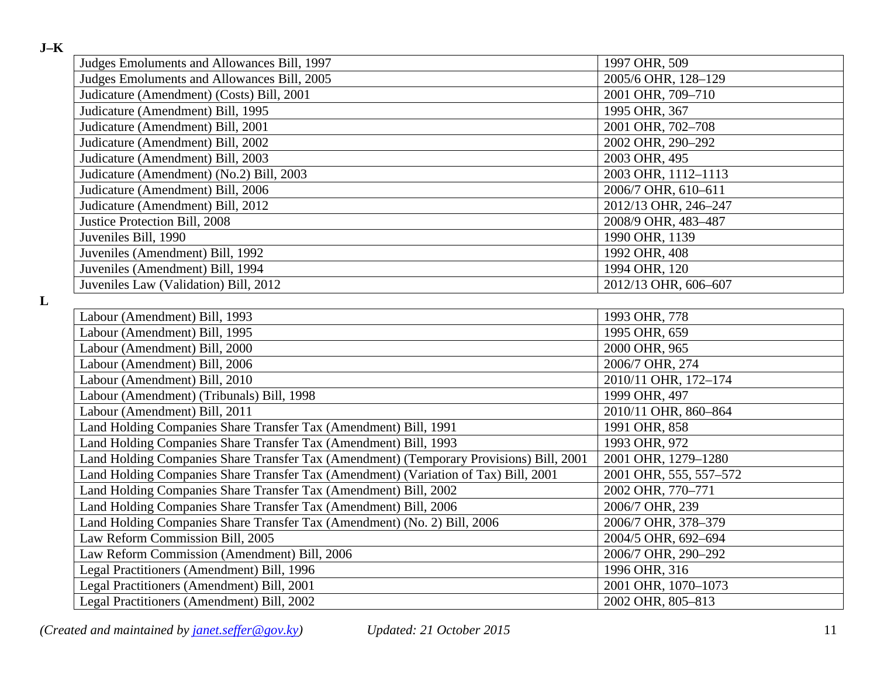**J–K**

| | |
|---|---|
| Judges Emoluments and Allowances Bill, 1997 | 1997 OHR, 509 |
| Judges Emoluments and Allowances Bill, 2005 | 2005/6 OHR, 128–129 |
| Judicature (Amendment) (Costs) Bill, 2001 | 2001 OHR, 709–710 |
| Judicature (Amendment) Bill, 1995 | 1995 OHR, 367 |
| Judicature (Amendment) Bill, 2001 | 2001 OHR, 702–708 |
| Judicature (Amendment) Bill, 2002 | 2002 OHR, 290–292 |
| Judicature (Amendment) Bill, 2003 | 2003 OHR, 495 |
| Judicature (Amendment) (No.2) Bill, 2003 | 2003 OHR, 1112–1113 |
| Judicature (Amendment) Bill, 2006 | 2006/7 OHR, 610–611 |
| Judicature (Amendment) Bill, 2012 | 2012/13 OHR, 246–247 |
| Justice Protection Bill, 2008 | 2008/9 OHR, 483–487 |
| Juveniles Bill, 1990 | 1990 OHR, 1139 |
| Juveniles (Amendment) Bill, 1992 | 1992 OHR, 408 |
| Juveniles (Amendment) Bill, 1994 | 1994 OHR, 120 |
| Juveniles Law (Validation) Bill, 2012 | 2012/13 OHR, 606–607 |

**L**

| | |
|---|---|
| Labour (Amendment) Bill, 1993 | 1993 OHR, 778 |
| Labour (Amendment) Bill, 1995 | 1995 OHR, 659 |
| Labour (Amendment) Bill, 2000 | 2000 OHR, 965 |
| Labour (Amendment) Bill, 2006 | 2006/7 OHR, 274 |
| Labour (Amendment) Bill, 2010 | 2010/11 OHR, 172–174 |
| Labour (Amendment) (Tribunals) Bill, 1998 | 1999 OHR, 497 |
| Labour (Amendment) Bill, 2011 | 2010/11 OHR, 860–864 |
| Land Holding Companies Share Transfer Tax (Amendment) Bill, 1991 | 1991 OHR, 858 |
| Land Holding Companies Share Transfer Tax (Amendment) Bill, 1993 | 1993 OHR, 972 |
| Land Holding Companies Share Transfer Tax (Amendment) (Temporary Provisions) Bill, 2001 | 2001 OHR, 1279–1280 |
| Land Holding Companies Share Transfer Tax (Amendment) (Variation of Tax) Bill, 2001 | 2001 OHR, 555, 557–572 |
| Land Holding Companies Share Transfer Tax (Amendment) Bill, 2002 | 2002 OHR, 770–771 |
| Land Holding Companies Share Transfer Tax (Amendment) Bill, 2006 | 2006/7 OHR, 239 |
| Land Holding Companies Share Transfer Tax (Amendment) (No. 2) Bill, 2006 | 2006/7 OHR, 378–379 |
| Law Reform Commission Bill, 2005 | 2004/5 OHR, 692–694 |
| Law Reform Commission (Amendment) Bill, 2006 | 2006/7 OHR, 290–292 |
| Legal Practitioners (Amendment) Bill, 1996 | 1996 OHR, 316 |
| Legal Practitioners (Amendment) Bill, 2001 | 2001 OHR, 1070–1073 |
| Legal Practitioners (Amendment) Bill, 2002 | 2002 OHR, 805–813 |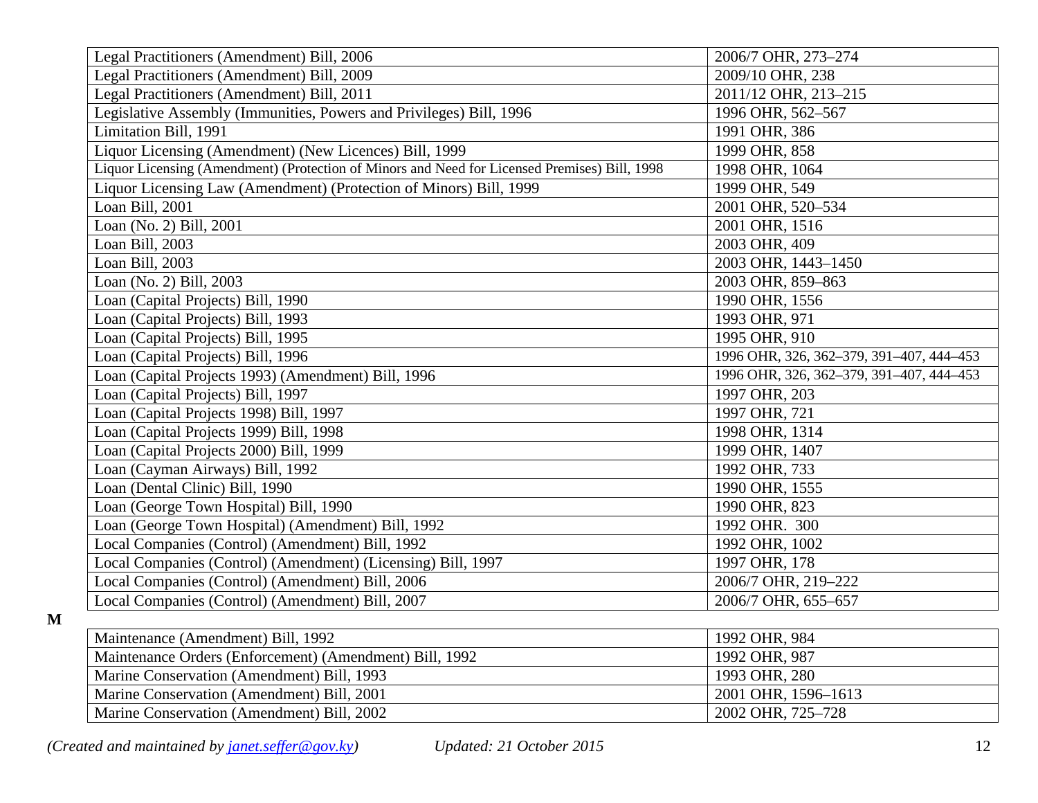| | |
|---|---|
| Legal Practitioners (Amendment) Bill, 2006 | 2006/7 OHR, 273–274 |
| Legal Practitioners (Amendment) Bill, 2009 | 2009/10 OHR, 238 |
| Legal Practitioners (Amendment) Bill, 2011 | 2011/12 OHR, 213–215 |
| Legislative Assembly (Immunities, Powers and Privileges) Bill, 1996 | 1996 OHR, 562–567 |
| Limitation Bill, 1991 | 1991 OHR, 386 |
| Liquor Licensing (Amendment) (New Licences) Bill, 1999 | 1999 OHR, 858 |
| Liquor Licensing (Amendment) (Protection of Minors and Need for Licensed Premises) Bill, 1998 | 1998 OHR, 1064 |
| Liquor Licensing Law (Amendment) (Protection of Minors) Bill, 1999 | 1999 OHR, 549 |
| Loan Bill, 2001 | 2001 OHR, 520–534 |
| Loan (No. 2) Bill, 2001 | 2001 OHR, 1516 |
| Loan Bill, 2003 | 2003 OHR, 409 |
| Loan Bill, 2003 | 2003 OHR, 1443–1450 |
| Loan (No. 2) Bill, 2003 | 2003 OHR, 859–863 |
| Loan (Capital Projects) Bill, 1990 | 1990 OHR, 1556 |
| Loan (Capital Projects) Bill, 1993 | 1993 OHR, 971 |
| Loan (Capital Projects) Bill, 1995 | 1995 OHR, 910 |
| Loan (Capital Projects) Bill, 1996 | 1996 OHR, 326, 362–379, 391–407, 444–453 |
| Loan (Capital Projects 1993) (Amendment) Bill, 1996 | 1996 OHR, 326, 362–379, 391–407, 444–453 |
| Loan (Capital Projects) Bill, 1997 | 1997 OHR, 203 |
| Loan (Capital Projects 1998) Bill, 1997 | 1997 OHR, 721 |
| Loan (Capital Projects 1999) Bill, 1998 | 1998 OHR, 1314 |
| Loan (Capital Projects 2000) Bill, 1999 | 1999 OHR, 1407 |
| Loan (Cayman Airways) Bill, 1992 | 1992 OHR, 733 |
| Loan (Dental Clinic) Bill, 1990 | 1990 OHR, 1555 |
| Loan (George Town Hospital) Bill, 1990 | 1990 OHR, 823 |
| Loan (George Town Hospital) (Amendment) Bill, 1992 | 1992 OHR. 300 |
| Local Companies (Control) (Amendment) Bill, 1992 | 1992 OHR, 1002 |
| Local Companies (Control) (Amendment) (Licensing) Bill, 1997 | 1997 OHR, 178 |
| Local Companies (Control) (Amendment) Bill, 2006 | 2006/7 OHR, 219–222 |
| Local Companies (Control) (Amendment) Bill, 2007 | 2006/7 OHR, 655–657 |

**M**

| | |
|---|---|
| Maintenance (Amendment) Bill, 1992 | 1992 OHR, 984 |
| Maintenance Orders (Enforcement) (Amendment) Bill, 1992 | 1992 OHR, 987 |
| Marine Conservation (Amendment) Bill, 1993 | 1993 OHR, 280 |
| Marine Conservation (Amendment) Bill, 2001 | 2001 OHR, 1596–1613 |
| Marine Conservation (Amendment) Bill, 2002 | 2002 OHR, 725–728 |

*(Created and maintained by [janet.seffer@gov.ky](mailto:janet.seffer@gov.ky))* *Updated: 21 October 2015*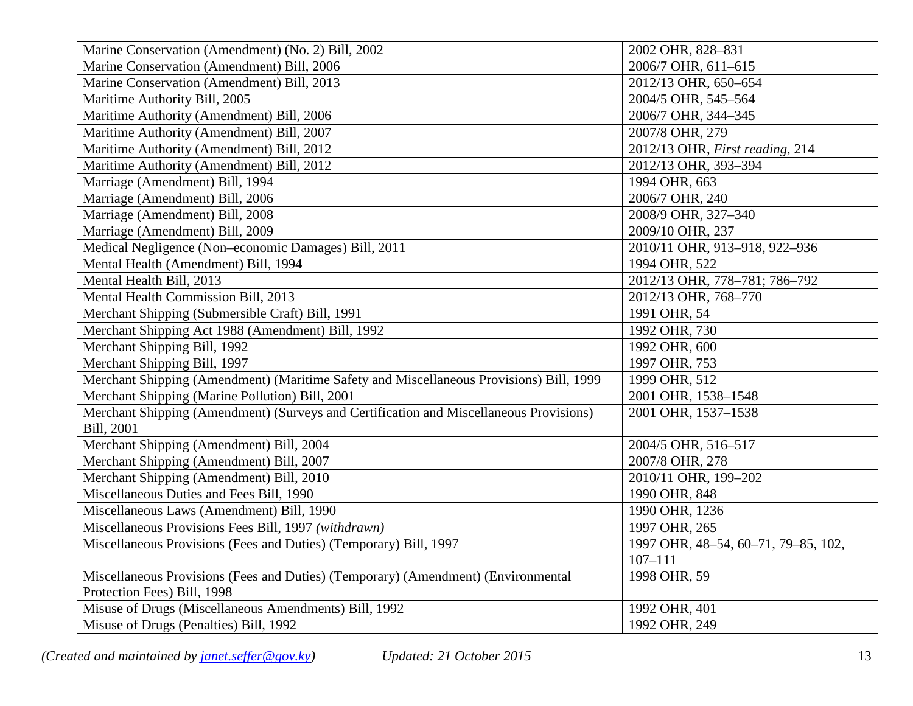| Marine Conservation (Amendment) (No. 2) Bill, 2002 | 2002 OHR, 828–831 |
|---|---|
| Marine Conservation (Amendment) Bill, 2006 | 2006/7 OHR, 611–615 |
| Marine Conservation (Amendment) Bill, 2013 | 2012/13 OHR, 650–654 |
| Maritime Authority Bill, 2005 | 2004/5 OHR, 545–564 |
| Maritime Authority (Amendment) Bill, 2006 | 2006/7 OHR, 344–345 |
| Maritime Authority (Amendment) Bill, 2007 | 2007/8 OHR, 279 |
| Maritime Authority (Amendment) Bill, 2012 | 2012/13 OHR, *First reading*, 214 |
| Maritime Authority (Amendment) Bill, 2012 | 2012/13 OHR, 393–394 |
| Marriage (Amendment) Bill, 1994 | 1994 OHR, 663 |
| Marriage (Amendment) Bill, 2006 | 2006/7 OHR, 240 |
| Marriage (Amendment) Bill, 2008 | 2008/9 OHR, 327–340 |
| Marriage (Amendment) Bill, 2009 | 2009/10 OHR, 237 |
| Medical Negligence (Non–economic Damages) Bill, 2011 | 2010/11 OHR, 913–918, 922–936 |
| Mental Health (Amendment) Bill, 1994 | 1994 OHR, 522 |
| Mental Health Bill, 2013 | 2012/13 OHR, 778–781; 786–792 |
| Mental Health Commission Bill, 2013 | 2012/13 OHR, 768–770 |
| Merchant Shipping (Submersible Craft) Bill, 1991 | 1991 OHR, 54 |
| Merchant Shipping Act 1988 (Amendment) Bill, 1992 | 1992 OHR, 730 |
| Merchant Shipping Bill, 1992 | 1992 OHR, 600 |
| Merchant Shipping Bill, 1997 | 1997 OHR, 753 |
| Merchant Shipping (Amendment) (Maritime Safety and Miscellaneous Provisions) Bill, 1999 | 1999 OHR, 512 |
| Merchant Shipping (Marine Pollution) Bill, 2001 | 2001 OHR, 1538–1548 |
| Merchant Shipping (Amendment) (Surveys and Certification and Miscellaneous Provisions) Bill, 2001 | 2001 OHR, 1537–1538 |
| Merchant Shipping (Amendment) Bill, 2004 | 2004/5 OHR, 516–517 |
| Merchant Shipping (Amendment) Bill, 2007 | 2007/8 OHR, 278 |
| Merchant Shipping (Amendment) Bill, 2010 | 2010/11 OHR, 199–202 |
| Miscellaneous Duties and Fees Bill, 1990 | 1990 OHR, 848 |
| Miscellaneous Laws (Amendment) Bill, 1990 | 1990 OHR, 1236 |
| Miscellaneous Provisions Fees Bill, 1997 *(withdrawn)* | 1997 OHR, 265 |
| Miscellaneous Provisions (Fees and Duties) (Temporary) Bill, 1997 | 1997 OHR, 48–54, 60–71, 79–85, 102, 107–111 |
| Miscellaneous Provisions (Fees and Duties) (Temporary) (Amendment) (Environmental Protection Fees) Bill, 1998 | 1998 OHR, 59 |
| Misuse of Drugs (Miscellaneous Amendments) Bill, 1992 | 1992 OHR, 401 |
| Misuse of Drugs (Penalties) Bill, 1992 | 1992 OHR, 249 |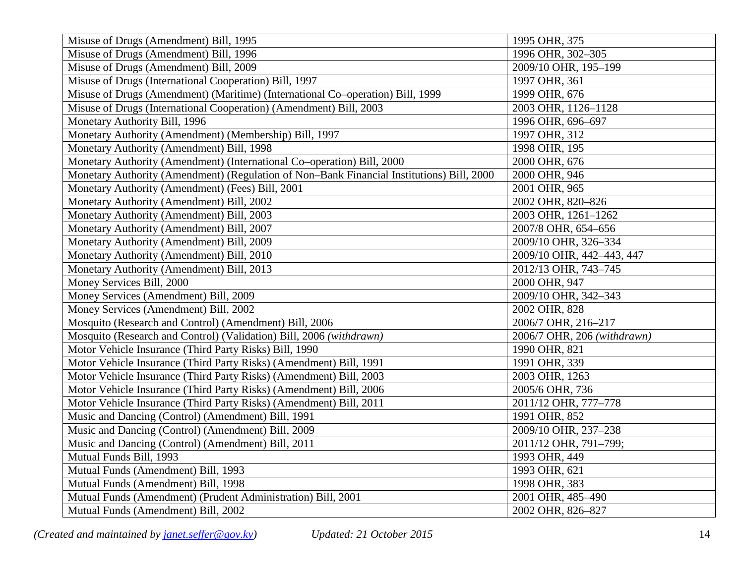| | |
|---|---|
| Misuse of Drugs (Amendment) Bill, 1995 | 1995 OHR, 375 |
| Misuse of Drugs (Amendment) Bill, 1996 | 1996 OHR, 302–305 |
| Misuse of Drugs (Amendment) Bill, 2009 | 2009/10 OHR, 195–199 |
| Misuse of Drugs (International Cooperation) Bill, 1997 | 1997 OHR, 361 |
| Misuse of Drugs (Amendment) (Maritime) (International Co–operation) Bill, 1999 | 1999 OHR, 676 |
| Misuse of Drugs (International Cooperation) (Amendment) Bill, 2003 | 2003 OHR, 1126–1128 |
| Monetary Authority Bill, 1996 | 1996 OHR, 696–697 |
| Monetary Authority (Amendment) (Membership) Bill, 1997 | 1997 OHR, 312 |
| Monetary Authority (Amendment) Bill, 1998 | 1998 OHR, 195 |
| Monetary Authority (Amendment) (International Co–operation) Bill, 2000 | 2000 OHR, 676 |
| Monetary Authority (Amendment) (Regulation of Non–Bank Financial Institutions) Bill, 2000 | 2000 OHR, 946 |
| Monetary Authority (Amendment) (Fees) Bill, 2001 | 2001 OHR, 965 |
| Monetary Authority (Amendment) Bill, 2002 | 2002 OHR, 820–826 |
| Monetary Authority (Amendment) Bill, 2003 | 2003 OHR, 1261–1262 |
| Monetary Authority (Amendment) Bill, 2007 | 2007/8 OHR, 654–656 |
| Monetary Authority (Amendment) Bill, 2009 | 2009/10 OHR, 326–334 |
| Monetary Authority (Amendment) Bill, 2010 | 2009/10 OHR, 442–443, 447 |
| Monetary Authority (Amendment) Bill, 2013 | 2012/13 OHR, 743–745 |
| Money Services Bill, 2000 | 2000 OHR, 947 |
| Money Services (Amendment) Bill, 2009 | 2009/10 OHR, 342–343 |
| Money Services (Amendment) Bill, 2002 | 2002 OHR, 828 |
| Mosquito (Research and Control) (Amendment) Bill, 2006 | 2006/7 OHR, 216–217 |
| Mosquito (Research and Control) (Validation) Bill, 2006 *(withdrawn)* | 2006/7 OHR, 206 *(withdrawn)* |
| Motor Vehicle Insurance (Third Party Risks) Bill, 1990 | 1990 OHR, 821 |
| Motor Vehicle Insurance (Third Party Risks) (Amendment) Bill, 1991 | 1991 OHR, 339 |
| Motor Vehicle Insurance (Third Party Risks) (Amendment) Bill, 2003 | 2003 OHR, 1263 |
| Motor Vehicle Insurance (Third Party Risks) (Amendment) Bill, 2006 | 2005/6 OHR, 736 |
| Motor Vehicle Insurance (Third Party Risks) (Amendment) Bill, 2011 | 2011/12 OHR, 777–778 |
| Music and Dancing (Control) (Amendment) Bill, 1991 | 1991 OHR, 852 |
| Music and Dancing (Control) (Amendment) Bill, 2009 | 2009/10 OHR, 237–238 |
| Music and Dancing (Control) (Amendment) Bill, 2011 | 2011/12 OHR, 791–799; |
| Mutual Funds Bill, 1993 | 1993 OHR, 449 |
| Mutual Funds (Amendment) Bill, 1993 | 1993 OHR, 621 |
| Mutual Funds (Amendment) Bill, 1998 | 1998 OHR, 383 |
| Mutual Funds (Amendment) (Prudent Administration) Bill, 2001 | 2001 OHR, 485–490 |
| Mutual Funds (Amendment) Bill, 2002 | 2002 OHR, 826–827 |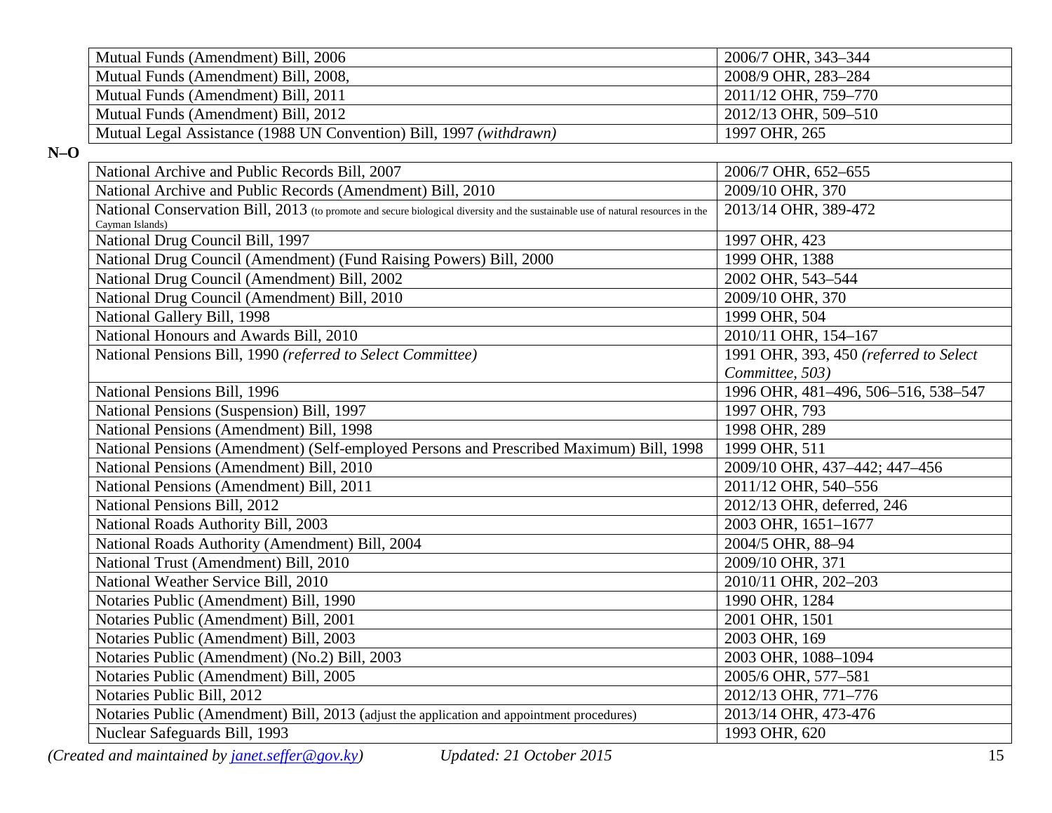| | |
|---|---|
| Mutual Funds (Amendment) Bill, 2006 | 2006/7 OHR, 343–344 |
| Mutual Funds (Amendment) Bill, 2008, | 2008/9 OHR, 283–284 |
| Mutual Funds (Amendment) Bill, 2011 | 2011/12 OHR, 759–770 |
| Mutual Funds (Amendment) Bill, 2012 | 2012/13 OHR, 509–510 |
| Mutual Legal Assistance (1988 UN Convention) Bill, 1997 *(withdrawn)* | 1997 OHR, 265 |

**N–O**

| | |
|---|---|
| National Archive and Public Records Bill, 2007 | 2006/7 OHR, 652–655 |
| National Archive and Public Records (Amendment) Bill, 2010 | 2009/10 OHR, 370 |
| National Conservation Bill, 2013 (to promote and secure biological diversity and the sustainable use of natural resources in the Cayman Islands) | 2013/14 OHR, 389-472 |
| National Drug Council Bill, 1997 | 1997 OHR, 423 |
| National Drug Council (Amendment) (Fund Raising Powers) Bill, 2000 | 1999 OHR, 1388 |
| National Drug Council (Amendment) Bill, 2002 | 2002 OHR, 543–544 |
| National Drug Council (Amendment) Bill, 2010 | 2009/10 OHR, 370 |
| National Gallery Bill, 1998 | 1999 OHR, 504 |
| National Honours and Awards Bill, 2010 | 2010/11 OHR, 154–167 |
| National Pensions Bill, 1990 *(referred to Select Committee)* | 1991 OHR, 393, 450 *(referred to Select Committee, 503)* |
| National Pensions Bill, 1996 | 1996 OHR, 481–496, 506–516, 538–547 |
| National Pensions (Suspension) Bill, 1997 | 1997 OHR, 793 |
| National Pensions (Amendment) Bill, 1998 | 1998 OHR, 289 |
| National Pensions (Amendment) (Self-employed Persons and Prescribed Maximum) Bill, 1998 | 1999 OHR, 511 |
| National Pensions (Amendment) Bill, 2010 | 2009/10 OHR, 437–442; 447–456 |
| National Pensions (Amendment) Bill, 2011 | 2011/12 OHR, 540–556 |
| National Pensions Bill, 2012 | 2012/13 OHR, deferred, 246 |
| National Roads Authority Bill, 2003 | 2003 OHR, 1651–1677 |
| National Roads Authority (Amendment) Bill, 2004 | 2004/5 OHR, 88–94 |
| National Trust (Amendment) Bill, 2010 | 2009/10 OHR, 371 |
| National Weather Service Bill, 2010 | 2010/11 OHR, 202–203 |
| Notaries Public (Amendment) Bill, 1990 | 1990 OHR, 1284 |
| Notaries Public (Amendment) Bill, 2001 | 2001 OHR, 1501 |
| Notaries Public (Amendment) Bill, 2003 | 2003 OHR, 169 |
| Notaries Public (Amendment) (No.2) Bill, 2003 | 2003 OHR, 1088–1094 |
| Notaries Public (Amendment) Bill, 2005 | 2005/6 OHR, 577–581 |
| Notaries Public Bill, 2012 | 2012/13 OHR, 771–776 |
| Notaries Public (Amendment) Bill, 2013 (adjust the application and appointment procedures) | 2013/14 OHR, 473-476 |
| Nuclear Safeguards Bill, 1993 | 1993 OHR, 620 |

*(Created and maintained by janet.seffer@gov.ky)* *Updated: 21 October 2015*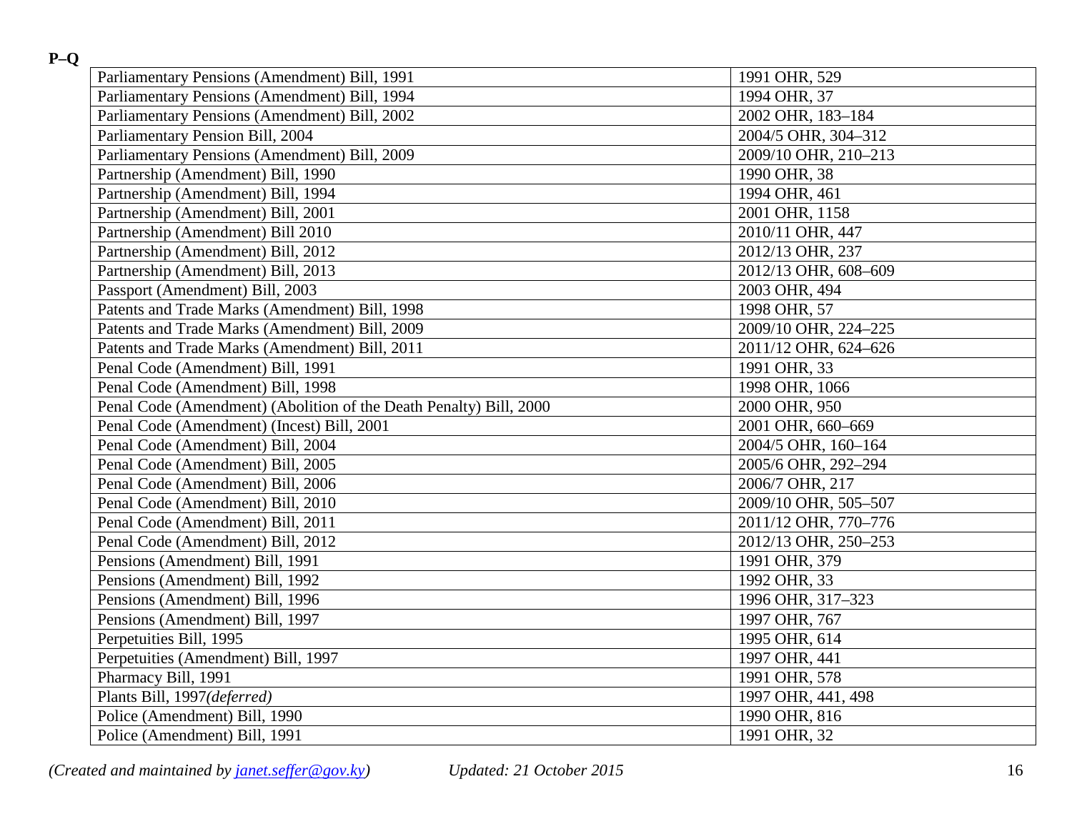**P–Q**

| | |
|---|---|
| Parliamentary Pensions (Amendment) Bill, 1991 | 1991 OHR, 529 |
| Parliamentary Pensions (Amendment) Bill, 1994 | 1994 OHR, 37 |
| Parliamentary Pensions (Amendment) Bill, 2002 | 2002 OHR, 183–184 |
| Parliamentary Pension Bill, 2004 | 2004/5 OHR, 304–312 |
| Parliamentary Pensions (Amendment) Bill, 2009 | 2009/10 OHR, 210–213 |
| Partnership (Amendment) Bill, 1990 | 1990 OHR, 38 |
| Partnership (Amendment) Bill, 1994 | 1994 OHR, 461 |
| Partnership (Amendment) Bill, 2001 | 2001 OHR, 1158 |
| Partnership (Amendment) Bill 2010 | 2010/11 OHR, 447 |
| Partnership (Amendment) Bill, 2012 | 2012/13 OHR, 237 |
| Partnership (Amendment) Bill, 2013 | 2012/13 OHR, 608–609 |
| Passport (Amendment) Bill, 2003 | 2003 OHR, 494 |
| Patents and Trade Marks (Amendment) Bill, 1998 | 1998 OHR, 57 |
| Patents and Trade Marks (Amendment) Bill, 2009 | 2009/10 OHR, 224–225 |
| Patents and Trade Marks (Amendment) Bill, 2011 | 2011/12 OHR, 624–626 |
| Penal Code (Amendment) Bill, 1991 | 1991 OHR, 33 |
| Penal Code (Amendment) Bill, 1998 | 1998 OHR, 1066 |
| Penal Code (Amendment) (Abolition of the Death Penalty) Bill, 2000 | 2000 OHR, 950 |
| Penal Code (Amendment) (Incest) Bill, 2001 | 2001 OHR, 660–669 |
| Penal Code (Amendment) Bill, 2004 | 2004/5 OHR, 160–164 |
| Penal Code (Amendment) Bill, 2005 | 2005/6 OHR, 292–294 |
| Penal Code (Amendment) Bill, 2006 | 2006/7 OHR, 217 |
| Penal Code (Amendment) Bill, 2010 | 2009/10 OHR, 505–507 |
| Penal Code (Amendment) Bill, 2011 | 2011/12 OHR, 770–776 |
| Penal Code (Amendment) Bill, 2012 | 2012/13 OHR, 250–253 |
| Pensions (Amendment) Bill, 1991 | 1991 OHR, 379 |
| Pensions (Amendment) Bill, 1992 | 1992 OHR, 33 |
| Pensions (Amendment) Bill, 1996 | 1996 OHR, 317–323 |
| Pensions (Amendment) Bill, 1997 | 1997 OHR, 767 |
| Perpetuities Bill, 1995 | 1995 OHR, 614 |
| Perpetuities (Amendment) Bill, 1997 | 1997 OHR, 441 |
| Pharmacy Bill, 1991 | 1991 OHR, 578 |
| Plants Bill, 1997*(deferred)* | 1997 OHR, 441, 498 |
| Police (Amendment) Bill, 1990 | 1990 OHR, 816 |
| Police (Amendment) Bill, 1991 | 1991 OHR, 32 |

*(Created and maintained by [janet.seffer@gov.ky](mailto:janet.seffer@gov.ky))* *Updated: 21 October 2015*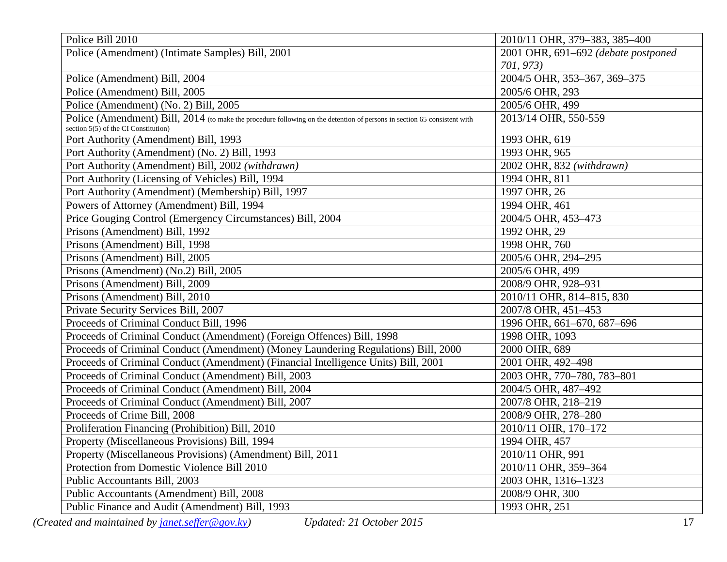| Police Bill 2010 | 2010/11 OHR, 379–383, 385–400 |
|---|---|
| Police (Amendment) (Intimate Samples) Bill, 2001 | 2001 OHR, 691–692 *(debate postponed 701, 973)* |
| Police (Amendment) Bill, 2004 | 2004/5 OHR, 353–367, 369–375 |
| Police (Amendment) Bill, 2005 | 2005/6 OHR, 293 |
| Police (Amendment) (No. 2) Bill, 2005 | 2005/6 OHR, 499 |
| Police (Amendment) Bill, 2014 (to make the procedure following on the detention of persons in section 65 consistent with section 5(5) of the CI Constitution) | 2013/14 OHR, 550-559 |
| Port Authority (Amendment) Bill, 1993 | 1993 OHR, 619 |
| Port Authority (Amendment) (No. 2) Bill, 1993 | 1993 OHR, 965 |
| Port Authority (Amendment) Bill, 2002 *(withdrawn)* | 2002 OHR, 832 *(withdrawn)* |
| Port Authority (Licensing of Vehicles) Bill, 1994 | 1994 OHR, 811 |
| Port Authority (Amendment) (Membership) Bill, 1997 | 1997 OHR, 26 |
| Powers of Attorney (Amendment) Bill, 1994 | 1994 OHR, 461 |
| Price Gouging Control (Emergency Circumstances) Bill, 2004 | 2004/5 OHR, 453–473 |
| Prisons (Amendment) Bill, 1992 | 1992 OHR, 29 |
| Prisons (Amendment) Bill, 1998 | 1998 OHR, 760 |
| Prisons (Amendment) Bill, 2005 | 2005/6 OHR, 294–295 |
| Prisons (Amendment) (No.2) Bill, 2005 | 2005/6 OHR, 499 |
| Prisons (Amendment) Bill, 2009 | 2008/9 OHR, 928–931 |
| Prisons (Amendment) Bill, 2010 | 2010/11 OHR, 814–815, 830 |
| Private Security Services Bill, 2007 | 2007/8 OHR, 451–453 |
| Proceeds of Criminal Conduct Bill, 1996 | 1996 OHR, 661–670, 687–696 |
| Proceeds of Criminal Conduct (Amendment) (Foreign Offences) Bill, 1998 | 1998 OHR, 1093 |
| Proceeds of Criminal Conduct (Amendment) (Money Laundering Regulations) Bill, 2000 | 2000 OHR, 689 |
| Proceeds of Criminal Conduct (Amendment) (Financial Intelligence Units) Bill, 2001 | 2001 OHR, 492–498 |
| Proceeds of Criminal Conduct (Amendment) Bill, 2003 | 2003 OHR, 770–780, 783–801 |
| Proceeds of Criminal Conduct (Amendment) Bill, 2004 | 2004/5 OHR, 487–492 |
| Proceeds of Criminal Conduct (Amendment) Bill, 2007 | 2007/8 OHR, 218–219 |
| Proceeds of Crime Bill, 2008 | 2008/9 OHR, 278–280 |
| Proliferation Financing (Prohibition) Bill, 2010 | 2010/11 OHR, 170–172 |
| Property (Miscellaneous Provisions) Bill, 1994 | 1994 OHR, 457 |
| Property (Miscellaneous Provisions) (Amendment) Bill, 2011 | 2010/11 OHR, 991 |
| Protection from Domestic Violence Bill 2010 | 2010/11 OHR, 359–364 |
| Public Accountants Bill, 2003 | 2003 OHR, 1316–1323 |
| Public Accountants (Amendment) Bill, 2008 | 2008/9 OHR, 300 |
| Public Finance and Audit (Amendment) Bill, 1993 | 1993 OHR, 251 |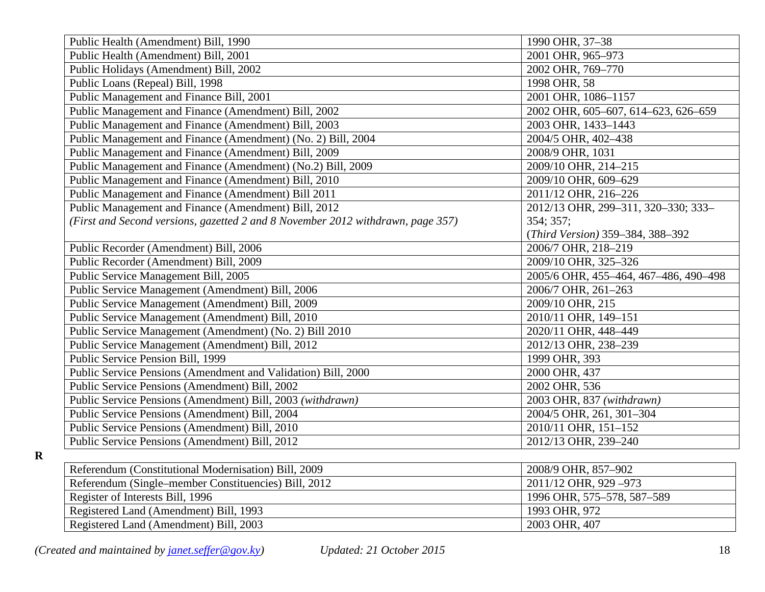| | |
|---|---|
| Public Health (Amendment) Bill, 1990 | 1990 OHR, 37–38 |
| Public Health (Amendment) Bill, 2001 | 2001 OHR, 965–973 |
| Public Holidays (Amendment) Bill, 2002 | 2002 OHR, 769–770 |
| Public Loans (Repeal) Bill, 1998 | 1998 OHR, 58 |
| Public Management and Finance Bill, 2001 | 2001 OHR, 1086–1157 |
| Public Management and Finance (Amendment) Bill, 2002 | 2002 OHR, 605–607, 614–623, 626–659 |
| Public Management and Finance (Amendment) Bill, 2003 | 2003 OHR, 1433–1443 |
| Public Management and Finance (Amendment) (No. 2) Bill, 2004 | 2004/5 OHR, 402–438 |
| Public Management and Finance (Amendment) Bill, 2009 | 2008/9 OHR, 1031 |
| Public Management and Finance (Amendment) (No.2) Bill, 2009 | 2009/10 OHR, 214–215 |
| Public Management and Finance (Amendment) Bill, 2010 | 2009/10 OHR, 609–629 |
| Public Management and Finance (Amendment) Bill 2011 | 2011/12 OHR, 216–226 |
| Public Management and Finance (Amendment) Bill, 2012 *(First and Second versions, gazetted 2 and 8 November 2012 withdrawn, page 357)* | 2012/13 OHR, 299–311, 320–330; 333–354; 357; (*Third Version)* 359–384, 388–392 |
| Public Recorder (Amendment) Bill, 2006 | 2006/7 OHR, 218–219 |
| Public Recorder (Amendment) Bill, 2009 | 2009/10 OHR, 325–326 |
| Public Service Management Bill, 2005 | 2005/6 OHR, 455–464, 467–486, 490–498 |
| Public Service Management (Amendment) Bill, 2006 | 2006/7 OHR, 261–263 |
| Public Service Management (Amendment) Bill, 2009 | 2009/10 OHR, 215 |
| Public Service Management (Amendment) Bill, 2010 | 2010/11 OHR, 149–151 |
| Public Service Management (Amendment) (No. 2) Bill 2010 | 2020/11 OHR, 448–449 |
| Public Service Management (Amendment) Bill, 2012 | 2012/13 OHR, 238–239 |
| Public Service Pension Bill, 1999 | 1999 OHR, 393 |
| Public Service Pensions (Amendment and Validation) Bill, 2000 | 2000 OHR, 437 |
| Public Service Pensions (Amendment) Bill, 2002 | 2002 OHR, 536 |
| Public Service Pensions (Amendment) Bill, 2003 *(withdrawn)* | 2003 OHR, 837 *(withdrawn)* |
| Public Service Pensions (Amendment) Bill, 2004 | 2004/5 OHR, 261, 301–304 |
| Public Service Pensions (Amendment) Bill, 2010 | 2010/11 OHR, 151–152 |
| Public Service Pensions (Amendment) Bill, 2012 | 2012/13 OHR, 239–240 |

**R**

| | |
|---|---|
| Referendum (Constitutional Modernisation) Bill, 2009 | 2008/9 OHR, 857–902 |
| Referendum (Single–member Constituencies) Bill, 2012 | 2011/12 OHR, 929 –973 |
| Register of Interests Bill, 1996 | 1996 OHR, 575–578, 587–589 |
| Registered Land (Amendment) Bill, 1993 | 1993 OHR, 972 |
| Registered Land (Amendment) Bill, 2003 | 2003 OHR, 407 |

*(Created and maintained by janet.seffer@gov.ky)* *Updated: 21 October 2015*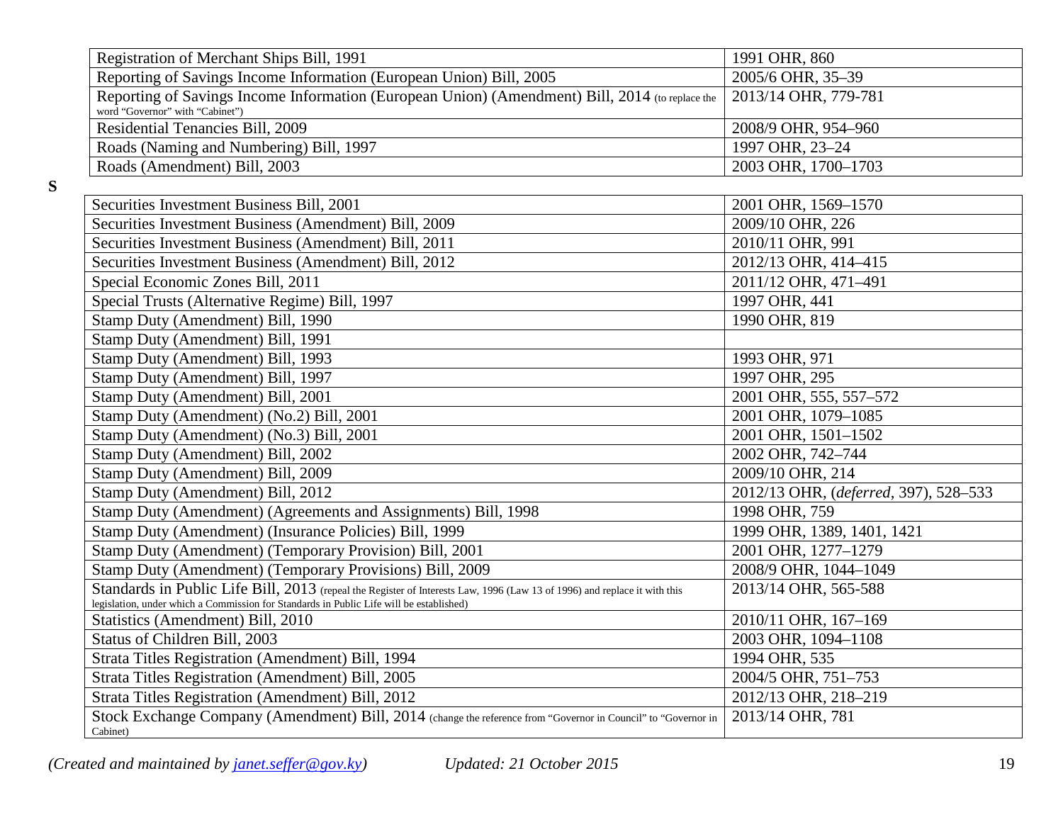| | |
|---|---|
| Registration of Merchant Ships Bill, 1991 | 1991 OHR, 860 |
| Reporting of Savings Income Information (European Union) Bill, 2005 | 2005/6 OHR, 35–39 |
| Reporting of Savings Income Information (European Union) (Amendment) Bill, 2014 (to replace the word "Governor" with "Cabinet") | 2013/14 OHR, 779-781 |
| Residential Tenancies Bill, 2009 | 2008/9 OHR, 954–960 |
| Roads (Naming and Numbering) Bill, 1997 | 1997 OHR, 23–24 |
| Roads (Amendment) Bill, 2003 | 2003 OHR, 1700–1703 |

**S**

| | |
|---|---|
| Securities Investment Business Bill, 2001 | 2001 OHR, 1569–1570 |
| Securities Investment Business (Amendment) Bill, 2009 | 2009/10 OHR, 226 |
| Securities Investment Business (Amendment) Bill, 2011 | 2010/11 OHR, 991 |
| Securities Investment Business (Amendment) Bill, 2012 | 2012/13 OHR, 414–415 |
| Special Economic Zones Bill, 2011 | 2011/12 OHR, 471–491 |
| Special Trusts (Alternative Regime) Bill, 1997 | 1997 OHR, 441 |
| Stamp Duty (Amendment) Bill, 1990 | 1990 OHR, 819 |
| Stamp Duty (Amendment) Bill, 1991 | |
| Stamp Duty (Amendment) Bill, 1993 | 1993 OHR, 971 |
| Stamp Duty (Amendment) Bill, 1997 | 1997 OHR, 295 |
| Stamp Duty (Amendment) Bill, 2001 | 2001 OHR, 555, 557–572 |
| Stamp Duty (Amendment) (No.2) Bill, 2001 | 2001 OHR, 1079–1085 |
| Stamp Duty (Amendment) (No.3) Bill, 2001 | 2001 OHR, 1501–1502 |
| Stamp Duty (Amendment) Bill, 2002 | 2002 OHR, 742–744 |
| Stamp Duty (Amendment) Bill, 2009 | 2009/10 OHR, 214 |
| Stamp Duty (Amendment) Bill, 2012 | 2012/13 OHR, (*deferred*, 397), 528–533 |
| Stamp Duty (Amendment) (Agreements and Assignments) Bill, 1998 | 1998 OHR, 759 |
| Stamp Duty (Amendment) (Insurance Policies) Bill, 1999 | 1999 OHR, 1389, 1401, 1421 |
| Stamp Duty (Amendment) (Temporary Provision) Bill, 2001 | 2001 OHR, 1277–1279 |
| Stamp Duty (Amendment) (Temporary Provisions) Bill, 2009 | 2008/9 OHR, 1044–1049 |
| Standards in Public Life Bill, 2013 (repeal the Register of Interests Law, 1996 (Law 13 of 1996) and replace it with this legislation, under which a Commission for Standards in Public Life will be established) | 2013/14 OHR, 565-588 |
| Statistics (Amendment) Bill, 2010 | 2010/11 OHR, 167–169 |
| Status of Children Bill, 2003 | 2003 OHR, 1094–1108 |
| Strata Titles Registration (Amendment) Bill, 1994 | 1994 OHR, 535 |
| Strata Titles Registration (Amendment) Bill, 2005 | 2004/5 OHR, 751–753 |
| Strata Titles Registration (Amendment) Bill, 2012 | 2012/13 OHR, 218–219 |
| Stock Exchange Company (Amendment) Bill, 2014 (change the reference from "Governor in Council" to "Governor in Cabinet) | 2013/14 OHR, 781 |

*(Created and maintained by janet.seffer@gov.ky)* *Updated: 21 October 2015*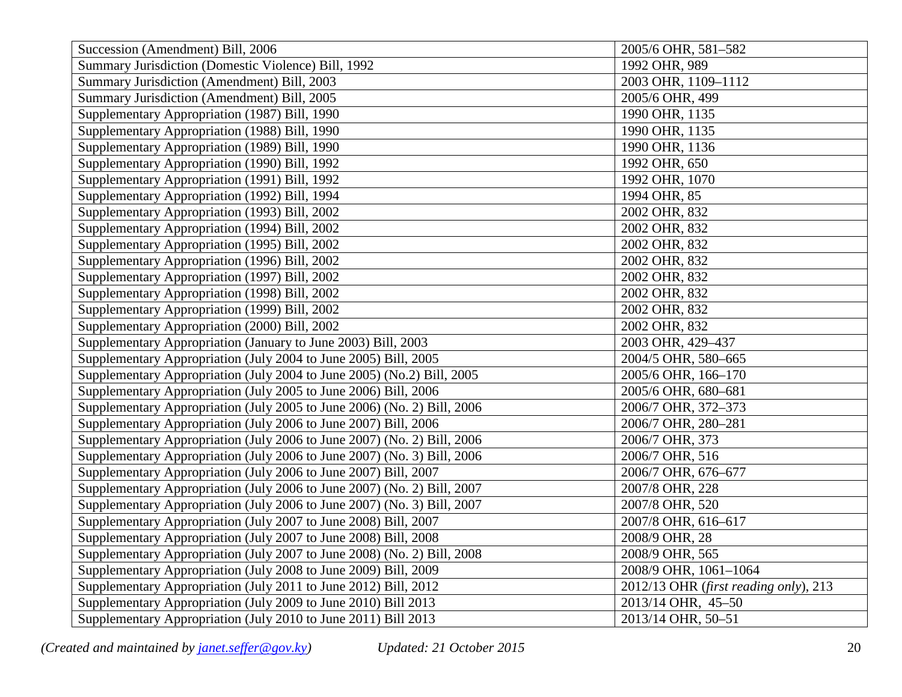| Succession (Amendment) Bill, 2006 | 2005/6 OHR, 581–582 |
|---|---|
| Summary Jurisdiction (Domestic Violence) Bill, 1992 | 1992 OHR, 989 |
| Summary Jurisdiction (Amendment) Bill, 2003 | 2003 OHR, 1109–1112 |
| Summary Jurisdiction (Amendment) Bill, 2005 | 2005/6 OHR, 499 |
| Supplementary Appropriation (1987) Bill, 1990 | 1990 OHR, 1135 |
| Supplementary Appropriation (1988) Bill, 1990 | 1990 OHR, 1135 |
| Supplementary Appropriation (1989) Bill, 1990 | 1990 OHR, 1136 |
| Supplementary Appropriation (1990) Bill, 1992 | 1992 OHR, 650 |
| Supplementary Appropriation (1991) Bill, 1992 | 1992 OHR, 1070 |
| Supplementary Appropriation (1992) Bill, 1994 | 1994 OHR, 85 |
| Supplementary Appropriation (1993) Bill, 2002 | 2002 OHR, 832 |
| Supplementary Appropriation (1994) Bill, 2002 | 2002 OHR, 832 |
| Supplementary Appropriation (1995) Bill, 2002 | 2002 OHR, 832 |
| Supplementary Appropriation (1996) Bill, 2002 | 2002 OHR, 832 |
| Supplementary Appropriation (1997) Bill, 2002 | 2002 OHR, 832 |
| Supplementary Appropriation (1998) Bill, 2002 | 2002 OHR, 832 |
| Supplementary Appropriation (1999) Bill, 2002 | 2002 OHR, 832 |
| Supplementary Appropriation (2000) Bill, 2002 | 2002 OHR, 832 |
| Supplementary Appropriation (January to June 2003) Bill, 2003 | 2003 OHR, 429–437 |
| Supplementary Appropriation (July 2004 to June 2005) Bill, 2005 | 2004/5 OHR, 580–665 |
| Supplementary Appropriation (July 2004 to June 2005) (No.2) Bill, 2005 | 2005/6 OHR, 166–170 |
| Supplementary Appropriation (July 2005 to June 2006) Bill, 2006 | 2005/6 OHR, 680–681 |
| Supplementary Appropriation (July 2005 to June 2006) (No. 2) Bill, 2006 | 2006/7 OHR, 372–373 |
| Supplementary Appropriation (July 2006 to June 2007) Bill, 2006 | 2006/7 OHR, 280–281 |
| Supplementary Appropriation (July 2006 to June 2007) (No. 2) Bill, 2006 | 2006/7 OHR, 373 |
| Supplementary Appropriation (July 2006 to June 2007) (No. 3) Bill, 2006 | 2006/7 OHR, 516 |
| Supplementary Appropriation (July 2006 to June 2007) Bill, 2007 | 2006/7 OHR, 676–677 |
| Supplementary Appropriation (July 2006 to June 2007) (No. 2) Bill, 2007 | 2007/8 OHR, 228 |
| Supplementary Appropriation (July 2006 to June 2007) (No. 3) Bill, 2007 | 2007/8 OHR, 520 |
| Supplementary Appropriation (July 2007 to June 2008) Bill, 2007 | 2007/8 OHR, 616–617 |
| Supplementary Appropriation (July 2007 to June 2008) Bill, 2008 | 2008/9 OHR, 28 |
| Supplementary Appropriation (July 2007 to June 2008) (No. 2) Bill, 2008 | 2008/9 OHR, 565 |
| Supplementary Appropriation (July 2008 to June 2009) Bill, 2009 | 2008/9 OHR, 1061–1064 |
| Supplementary Appropriation (July 2011 to June 2012) Bill, 2012 | 2012/13 OHR (*first reading only*), 213 |
| Supplementary Appropriation (July 2009 to June 2010) Bill 2013 | 2013/14 OHR, 45–50 |
| Supplementary Appropriation (July 2010 to June 2011) Bill 2013 | 2013/14 OHR, 50–51 |

*(Created and maintained by [janet.seffer@gov.ky](mailto:janet.seffer@gov.ky))* *Updated: 21 October 2015*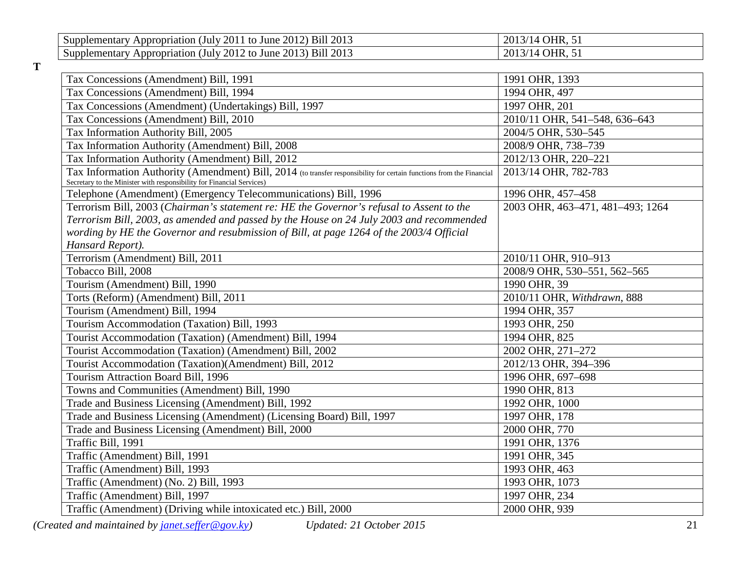| | |
|---|---|
| Supplementary Appropriation (July 2011 to June 2012) Bill 2013 | 2013/14 OHR, 51 |
| Supplementary Appropriation (July 2012 to June 2013) Bill 2013 | 2013/14 OHR, 51 |

**T**

| | |
|---|---|
| Tax Concessions (Amendment) Bill, 1991 | 1991 OHR, 1393 |
| Tax Concessions (Amendment) Bill, 1994 | 1994 OHR, 497 |
| Tax Concessions (Amendment) (Undertakings) Bill, 1997 | 1997 OHR, 201 |
| Tax Concessions (Amendment) Bill, 2010 | 2010/11 OHR, 541–548, 636–643 |
| Tax Information Authority Bill, 2005 | 2004/5 OHR, 530–545 |
| Tax Information Authority (Amendment) Bill, 2008 | 2008/9 OHR, 738–739 |
| Tax Information Authority (Amendment) Bill, 2012 | 2012/13 OHR, 220–221 |
| Tax Information Authority (Amendment) Bill, 2014 (to transfer responsibility for certain functions from the Financial Secretary to the Minister with responsibility for Financial Services) | 2013/14 OHR, 782-783 |
| Telephone (Amendment) (Emergency Telecommunications) Bill, 1996 | 1996 OHR, 457–458 |
| Terrorism Bill, 2003 (*Chairman's statement re: HE the Governor's refusal to Assent to the Terrorism Bill, 2003, as amended and passed by the House on 24 July 2003 and recommended wording by HE the Governor and resubmission of Bill, at page 1264 of the 2003/4 Official Hansard Report).* | 2003 OHR, 463–471, 481–493; 1264 |
| Terrorism (Amendment) Bill, 2011 | 2010/11 OHR, 910–913 |
| Tobacco Bill, 2008 | 2008/9 OHR, 530–551, 562–565 |
| Tourism (Amendment) Bill, 1990 | 1990 OHR, 39 |
| Torts (Reform) (Amendment) Bill, 2011 | 2010/11 OHR, *Withdrawn*, 888 |
| Tourism (Amendment) Bill, 1994 | 1994 OHR, 357 |
| Tourism Accommodation (Taxation) Bill, 1993 | 1993 OHR, 250 |
| Tourist Accommodation (Taxation) (Amendment) Bill, 1994 | 1994 OHR, 825 |
| Tourist Accommodation (Taxation) (Amendment) Bill, 2002 | 2002 OHR, 271–272 |
| Tourist Accommodation (Taxation)(Amendment) Bill, 2012 | 2012/13 OHR, 394–396 |
| Tourism Attraction Board Bill, 1996 | 1996 OHR, 697–698 |
| Towns and Communities (Amendment) Bill, 1990 | 1990 OHR, 813 |
| Trade and Business Licensing (Amendment) Bill, 1992 | 1992 OHR, 1000 |
| Trade and Business Licensing (Amendment) (Licensing Board) Bill, 1997 | 1997 OHR, 178 |
| Trade and Business Licensing (Amendment) Bill, 2000 | 2000 OHR, 770 |
| Traffic Bill, 1991 | 1991 OHR, 1376 |
| Traffic (Amendment) Bill, 1991 | 1991 OHR, 345 |
| Traffic (Amendment) Bill, 1993 | 1993 OHR, 463 |
| Traffic (Amendment) (No. 2) Bill, 1993 | 1993 OHR, 1073 |
| Traffic (Amendment) Bill, 1997 | 1997 OHR, 234 |
| Traffic (Amendment) (Driving while intoxicated etc.) Bill, 2000 | 2000 OHR, 939 |

*(Created and maintained by janet.seffer@gov.ky)* *Updated: 21 October 2015*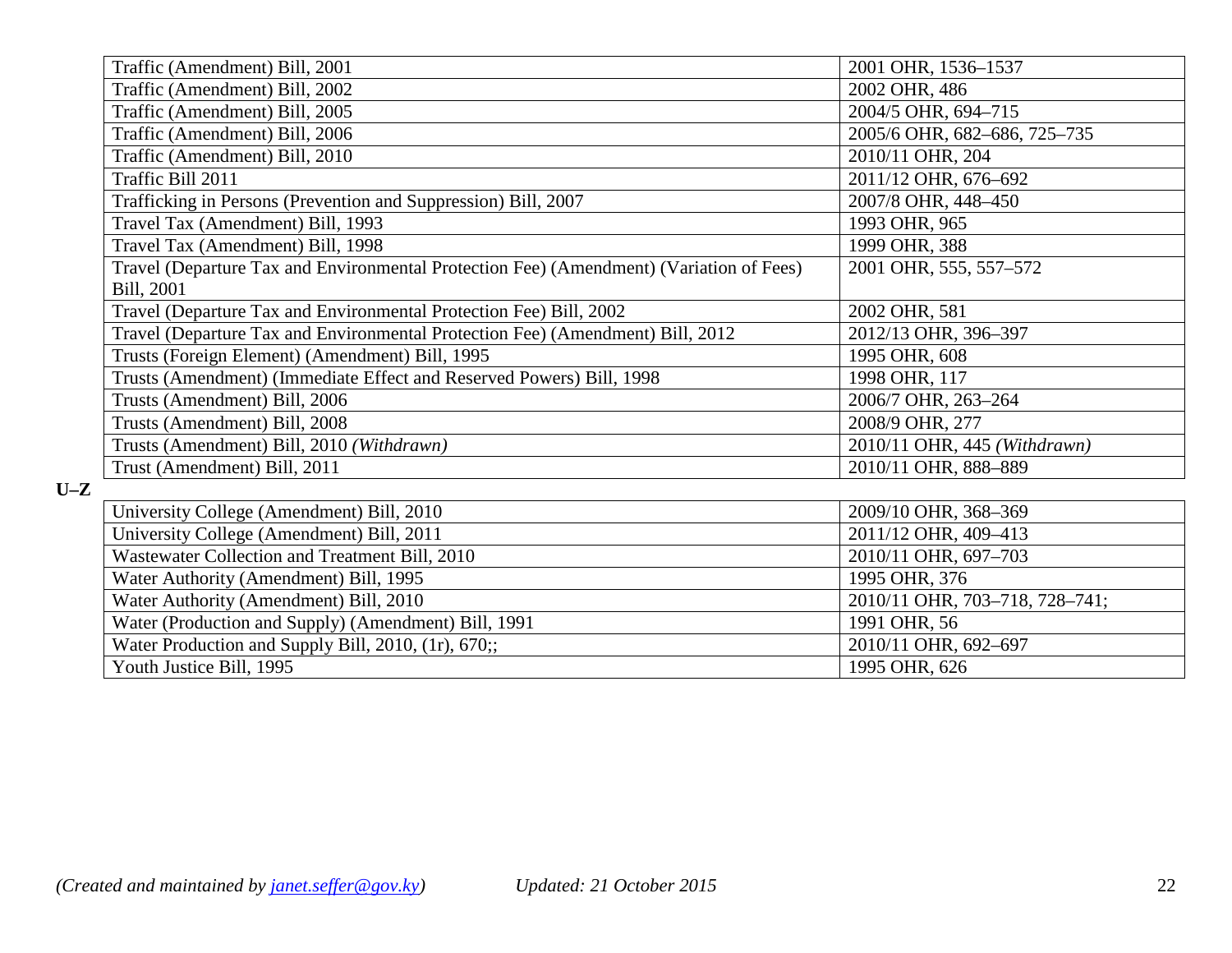| | |
|---|---|
| Traffic (Amendment) Bill, 2001 | 2001 OHR, 1536–1537 |
| Traffic (Amendment) Bill, 2002 | 2002 OHR, 486 |
| Traffic (Amendment) Bill, 2005 | 2004/5 OHR, 694–715 |
| Traffic (Amendment) Bill, 2006 | 2005/6 OHR, 682–686, 725–735 |
| Traffic (Amendment) Bill, 2010 | 2010/11 OHR, 204 |
| Traffic Bill 2011 | 2011/12 OHR, 676–692 |
| Trafficking in Persons (Prevention and Suppression) Bill, 2007 | 2007/8 OHR, 448–450 |
| Travel Tax (Amendment) Bill, 1993 | 1993 OHR, 965 |
| Travel Tax (Amendment) Bill, 1998 | 1999 OHR, 388 |
| Travel (Departure Tax and Environmental Protection Fee) (Amendment) (Variation of Fees) Bill, 2001 | 2001 OHR, 555, 557–572 |
| Travel (Departure Tax and Environmental Protection Fee) Bill, 2002 | 2002 OHR, 581 |
| Travel (Departure Tax and Environmental Protection Fee) (Amendment) Bill, 2012 | 2012/13 OHR, 396–397 |
| Trusts (Foreign Element) (Amendment) Bill, 1995 | 1995 OHR, 608 |
| Trusts (Amendment) (Immediate Effect and Reserved Powers) Bill, 1998 | 1998 OHR, 117 |
| Trusts (Amendment) Bill, 2006 | 2006/7 OHR, 263–264 |
| Trusts (Amendment) Bill, 2008 | 2008/9 OHR, 277 |
| Trusts (Amendment) Bill, 2010 *(Withdrawn)* | 2010/11 OHR, 445 *(Withdrawn)* |
| Trust (Amendment) Bill, 2011 | 2010/11 OHR, 888–889 |

**U–Z**

| | |
|---|---|
| University College (Amendment) Bill, 2010 | 2009/10 OHR, 368–369 |
| University College (Amendment) Bill, 2011 | 2011/12 OHR, 409–413 |
| Wastewater Collection and Treatment Bill, 2010 | 2010/11 OHR, 697–703 |
| Water Authority (Amendment) Bill, 1995 | 1995 OHR, 376 |
| Water Authority (Amendment) Bill, 2010 | 2010/11 OHR, 703–718, 728–741; |
| Water (Production and Supply) (Amendment) Bill, 1991 | 1991 OHR, 56 |
| Water Production and Supply Bill, 2010, (1r), 670;; | 2010/11 OHR, 692–697 |
| Youth Justice Bill, 1995 | 1995 OHR, 626 |

*(Created and maintained by janet.seffer@gov.ky)* *Updated: 21 October 2015*